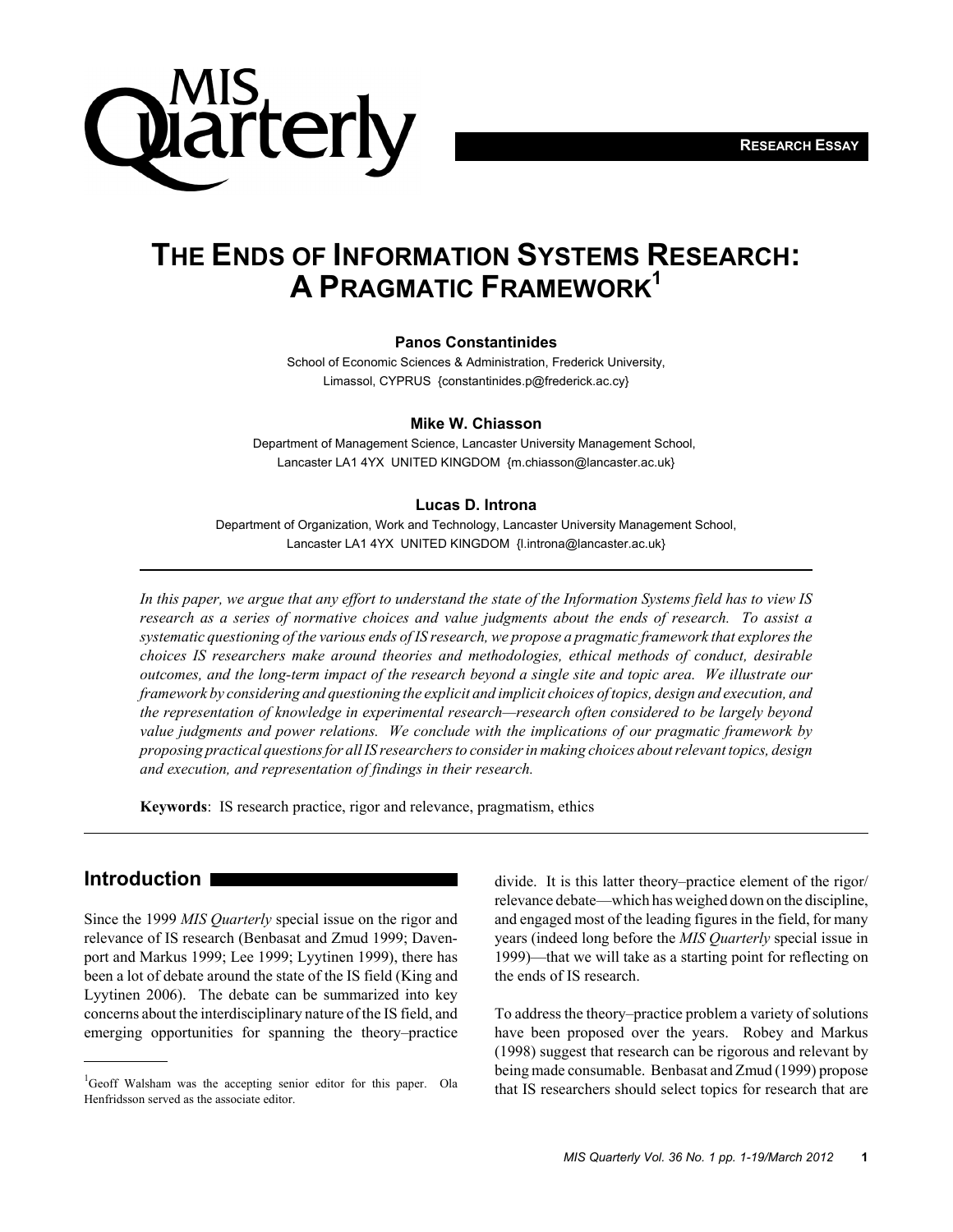RESEARCH ESSAY

# THE ENDS OF INFORMATION SYSTEMS RESEARCH: A PRAGMATIC FRAMEWORK[1]

**Panos Constantinides**

School of Economic Sciences & Administration, Frederick University, Limassol, CYPRUS {constantinides.p@frederick.ac.cy}

**Mike W. Chiasson**

Department of Management Science, Lancaster University Management School, Lancaster LA1 4YX UNITED KINGDOM {m.chiasson@lancaster.ac.uk}

**Lucas D. Introna**

Department of Organization, Work and Technology, Lancaster University Management School, Lancaster LA1 4YX UNITED KINGDOM {l.introna@lancaster.ac.uk}

*In this paper, we argue that any effort to understand the state of the Information Systems field has to view IS research as a series of normative choices and value judgments about the ends of research. To assist a systematic questioning of the various ends of IS research, we propose a pragmatic framework that explores the choices IS researchers make around theories and methodologies, ethical methods of conduct, desirable outcomes, and the long-term impact of the research beyond a single site and topic area. We illustrate our framework by considering and questioning the explicit and implicit choices of topics, design and execution, and the representation of knowledge in experimental research—research often considered to be largely beyond value judgments and power relations. We conclude with the implications of our pragmatic framework by proposing practical questions for all IS researchers to consider in making choices about relevant topics, design and execution, and representation of findings in their research.*

**Keywords**: IS research practice, rigor and relevance, pragmatism, ethics

## Introduction

Since the 1999 *MIS Quarterly* special issue on the rigor and relevance of IS research (Benbasat and Zmud 1999; Davenport and Markus 1999; Lee 1999; Lyytinen 1999), there has been a lot of debate around the state of the IS field (King and Lyytinen 2006). The debate can be summarized into key concerns about the interdisciplinary nature of the IS field, and emerging opportunities for spanning the theory–practice divide. It is this latter theory–practice element of the rigor/relevance debate—which has weighed down on the discipline, and engaged most of the leading figures in the field, for many years (indeed long before the *MIS Quarterly* special issue in 1999)—that we will take as a starting point for reflecting on the ends of IS research.

To address the theory–practice problem a variety of solutions have been proposed over the years. Robey and Markus (1998) suggest that research can be rigorous and relevant by being made consumable. Benbasat and Zmud (1999) propose that IS researchers should select topics for research that are

[1] Geoff Walsham was the accepting senior editor for this paper. Ola Henfridsson served as the associate editor.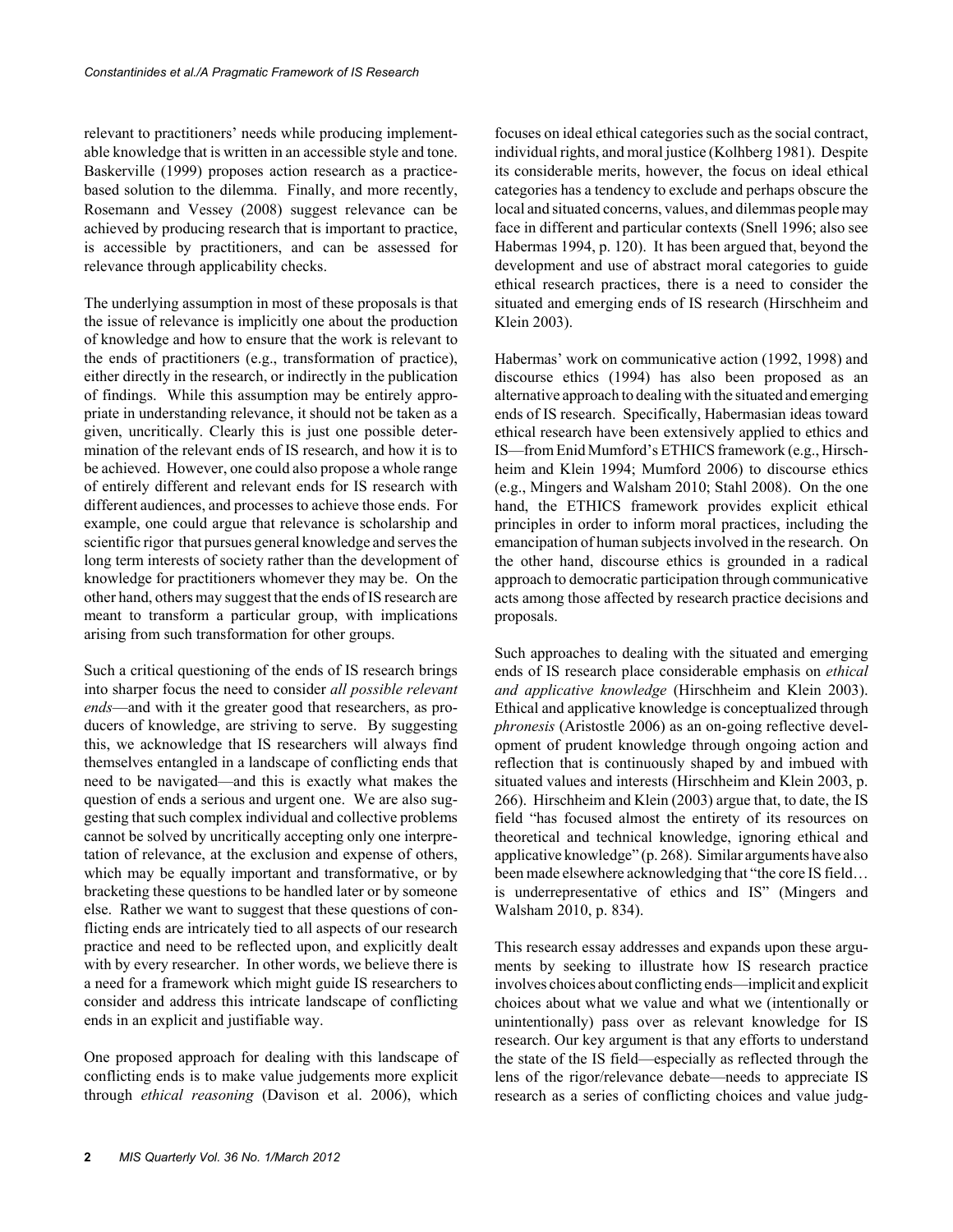relevant to practitioners' needs while producing implementable knowledge that is written in an accessible style and tone. Baskerville (1999) proposes action research as a practice-based solution to the dilemma. Finally, and more recently, Rosemann and Vessey (2008) suggest relevance can be achieved by producing research that is important to practice, is accessible by practitioners, and can be assessed for relevance through applicability checks.

The underlying assumption in most of these proposals is that the issue of relevance is implicitly one about the production of knowledge and how to ensure that the work is relevant to the ends of practitioners (e.g., transformation of practice), either directly in the research, or indirectly in the publication of findings. While this assumption may be entirely appropriate in understanding relevance, it should not be taken as a given, uncritically. Clearly this is just one possible determination of the relevant ends of IS research, and how it is to be achieved. However, one could also propose a whole range of entirely different and relevant ends for IS research with different audiences, and processes to achieve those ends. For example, one could argue that relevance is scholarship and scientific rigor that pursues general knowledge and serves the long term interests of society rather than the development of knowledge for practitioners whomever they may be. On the other hand, others may suggest that the ends of IS research are meant to transform a particular group, with implications arising from such transformation for other groups.

Such a critical questioning of the ends of IS research brings into sharper focus the need to consider *all possible relevant ends*—and with it the greater good that researchers, as producers of knowledge, are striving to serve. By suggesting this, we acknowledge that IS researchers will always find themselves entangled in a landscape of conflicting ends that need to be navigated—and this is exactly what makes the question of ends a serious and urgent one. We are also suggesting that such complex individual and collective problems cannot be solved by uncritically accepting only one interpretation of relevance, at the exclusion and expense of others, which may be equally important and transformative, or by bracketing these questions to be handled later or by someone else. Rather we want to suggest that these questions of conflicting ends are intricately tied to all aspects of our research practice and need to be reflected upon, and explicitly dealt with by every researcher. In other words, we believe there is a need for a framework which might guide IS researchers to consider and address this intricate landscape of conflicting ends in an explicit and justifiable way.

One proposed approach for dealing with this landscape of conflicting ends is to make value judgements more explicit through *ethical reasoning* (Davison et al. 2006), which focuses on ideal ethical categories such as the social contract, individual rights, and moral justice (Kolhberg 1981). Despite its considerable merits, however, the focus on ideal ethical categories has a tendency to exclude and perhaps obscure the local and situated concerns, values, and dilemmas people may face in different and particular contexts (Snell 1996; also see Habermas 1994, p. 120). It has been argued that, beyond the development and use of abstract moral categories to guide ethical research practices, there is a need to consider the situated and emerging ends of IS research (Hirschheim and Klein 2003).

Habermas' work on communicative action (1992, 1998) and discourse ethics (1994) has also been proposed as an alternative approach to dealing with the situated and emerging ends of IS research. Specifically, Habermasian ideas toward ethical research have been extensively applied to ethics and IS—from Enid Mumford's ETHICS framework (e.g., Hirschheim and Klein 1994; Mumford 2006) to discourse ethics (e.g., Mingers and Walsham 2010; Stahl 2008). On the one hand, the ETHICS framework provides explicit ethical principles in order to inform moral practices, including the emancipation of human subjects involved in the research. On the other hand, discourse ethics is grounded in a radical approach to democratic participation through communicative acts among those affected by research practice decisions and proposals.

Such approaches to dealing with the situated and emerging ends of IS research place considerable emphasis on *ethical and applicative knowledge* (Hirschheim and Klein 2003). Ethical and applicative knowledge is conceptualized through *phronesis* (Aristostle 2006) as an on-going reflective development of prudent knowledge through ongoing action and reflection that is continuously shaped by and imbued with situated values and interests (Hirschheim and Klein 2003, p. 266). Hirschheim and Klein (2003) argue that, to date, the IS field "has focused almost the entirety of its resources on theoretical and technical knowledge, ignoring ethical and applicative knowledge" (p. 268). Similar arguments have also been made elsewhere acknowledging that "the core IS field… is underrepresentative of ethics and IS" (Mingers and Walsham 2010, p. 834).

This research essay addresses and expands upon these arguments by seeking to illustrate how IS research practice involves choices about conflicting ends—implicit and explicit choices about what we value and what we (intentionally or unintentionally) pass over as relevant knowledge for IS research. Our key argument is that any efforts to understand the state of the IS field—especially as reflected through the lens of the rigor/relevance debate—needs to appreciate IS research as a series of conflicting choices and value judg-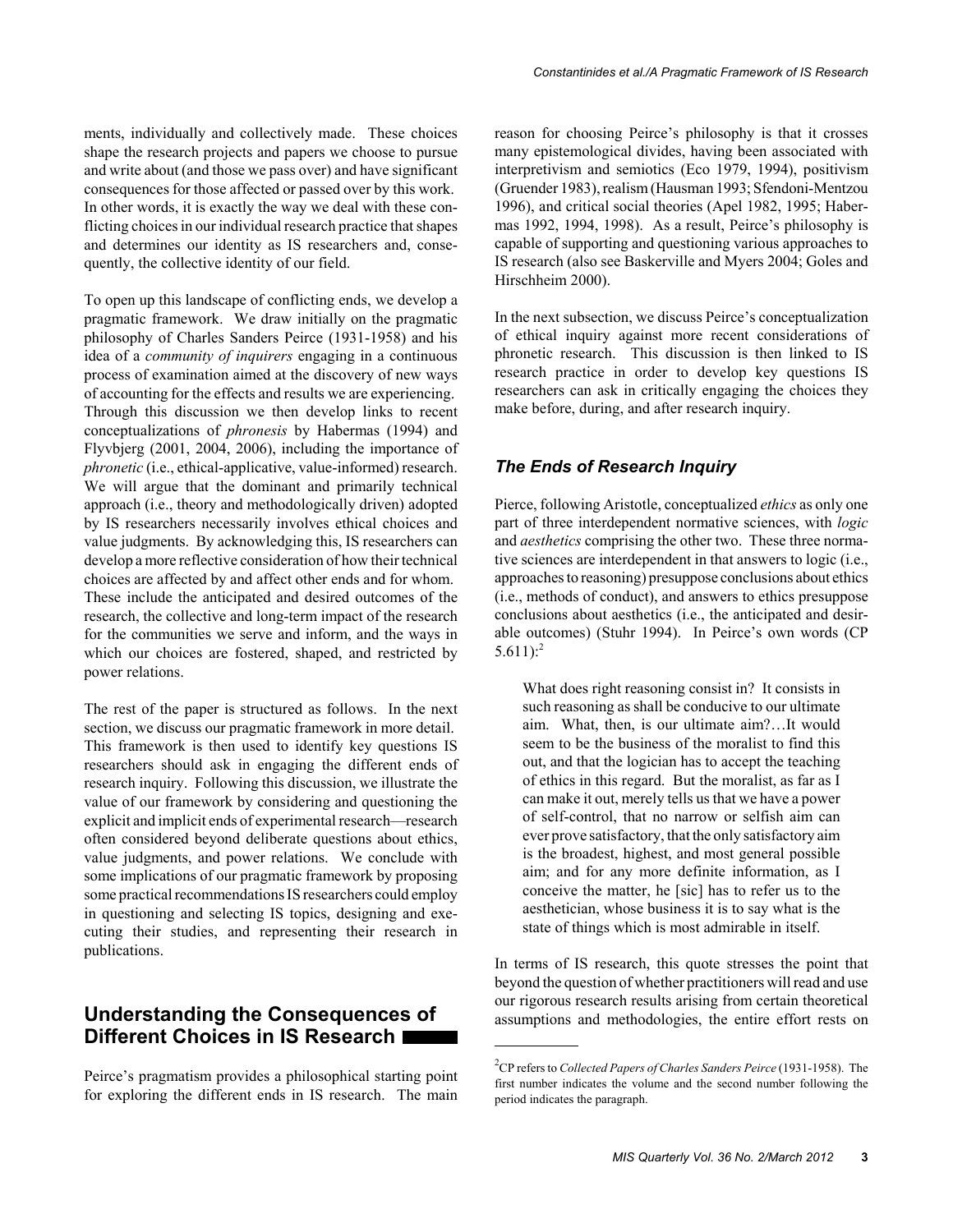ments, individually and collectively made. These choices shape the research projects and papers we choose to pursue and write about (and those we pass over) and have significant consequences for those affected or passed over by this work. In other words, it is exactly the way we deal with these conflicting choices in our individual research practice that shapes and determines our identity as IS researchers and, consequently, the collective identity of our field.

To open up this landscape of conflicting ends, we develop a pragmatic framework. We draw initially on the pragmatic philosophy of Charles Sanders Peirce (1931-1958) and his idea of a *community of inquirers* engaging in a continuous process of examination aimed at the discovery of new ways of accounting for the effects and results we are experiencing. Through this discussion we then develop links to recent conceptualizations of *phronesis* by Habermas (1994) and Flyvbjerg (2001, 2004, 2006), including the importance of *phronetic* (i.e., ethical-applicative, value-informed) research. We will argue that the dominant and primarily technical approach (i.e., theory and methodologically driven) adopted by IS researchers necessarily involves ethical choices and value judgments. By acknowledging this, IS researchers can develop a more reflective consideration of how their technical choices are affected by and affect other ends and for whom. These include the anticipated and desired outcomes of the research, the collective and long-term impact of the research for the communities we serve and inform, and the ways in which our choices are fostered, shaped, and restricted by power relations.

The rest of the paper is structured as follows. In the next section, we discuss our pragmatic framework in more detail. This framework is then used to identify key questions IS researchers should ask in engaging the different ends of research inquiry. Following this discussion, we illustrate the value of our framework by considering and questioning the explicit and implicit ends of experimental research—research often considered beyond deliberate questions about ethics, value judgments, and power relations. We conclude with some implications of our pragmatic framework by proposing some practical recommendations IS researchers could employ in questioning and selecting IS topics, designing and executing their studies, and representing their research in publications.

## Understanding the Consequences of Different Choices in IS Research

Peirce's pragmatism provides a philosophical starting point for exploring the different ends in IS research. The main reason for choosing Peirce's philosophy is that it crosses many epistemological divides, having been associated with interpretivism and semiotics (Eco 1979, 1994), positivism (Gruender 1983), realism (Hausman 1993; Sfendoni-Mentzou 1996), and critical social theories (Apel 1982, 1995; Habermas 1992, 1994, 1998). As a result, Peirce's philosophy is capable of supporting and questioning various approaches to IS research (also see Baskerville and Myers 2004; Goles and Hirschheim 2000).

In the next subsection, we discuss Peirce's conceptualization of ethical inquiry against more recent considerations of phronetic research. This discussion is then linked to IS research practice in order to develop key questions IS researchers can ask in critically engaging the choices they make before, during, and after research inquiry.

### *The Ends of Research Inquiry*

Pierce, following Aristotle, conceptualized *ethics* as only one part of three interdependent normative sciences, with *logic* and *aesthetics* comprising the other two. These three normative sciences are interdependent in that answers to logic (i.e., approaches to reasoning) presuppose conclusions about ethics (i.e., methods of conduct), and answers to ethics presuppose conclusions about aesthetics (i.e., the anticipated and desirable outcomes) (Stuhr 1994). In Peirce's own words (CP 5.611):[2]

> What does right reasoning consist in? It consists in such reasoning as shall be conducive to our ultimate aim. What, then, is our ultimate aim?…It would seem to be the business of the moralist to find this out, and that the logician has to accept the teaching of ethics in this regard. But the moralist, as far as I can make it out, merely tells us that we have a power of self-control, that no narrow or selfish aim can ever prove satisfactory, that the only satisfactory aim is the broadest, highest, and most general possible aim; and for any more definite information, as I conceive the matter, he [sic] has to refer us to the aesthetician, whose business it is to say what is the state of things which is most admirable in itself.

In terms of IS research, this quote stresses the point that beyond the question of whether practitioners will read and use our rigorous research results arising from certain theoretical assumptions and methodologies, the entire effort rests on

[2]CP refers to *Collected Papers of Charles Sanders Peirce* (1931-1958). The first number indicates the volume and the second number following the period indicates the paragraph.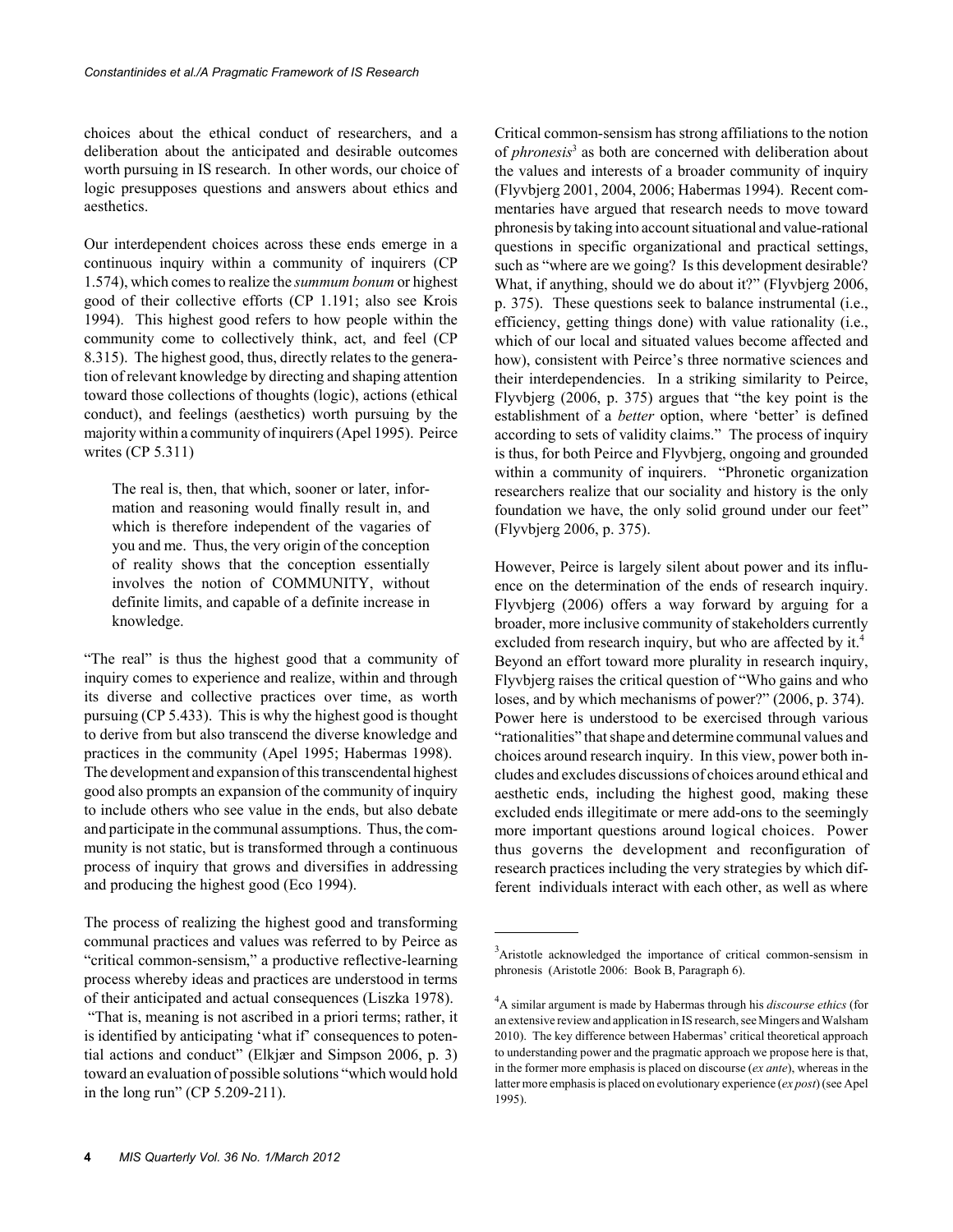choices about the ethical conduct of researchers, and a deliberation about the anticipated and desirable outcomes worth pursuing in IS research. In other words, our choice of logic presupposes questions and answers about ethics and aesthetics.

Our interdependent choices across these ends emerge in a continuous inquiry within a community of inquirers (CP 1.574), which comes to realize the *summum bonum* or highest good of their collective efforts (CP 1.191; also see Krois 1994). This highest good refers to how people within the community come to collectively think, act, and feel (CP 8.315). The highest good, thus, directly relates to the generation of relevant knowledge by directing and shaping attention toward those collections of thoughts (logic), actions (ethical conduct), and feelings (aesthetics) worth pursuing by the majority within a community of inquirers (Apel 1995). Peirce writes (CP 5.311)

> The real is, then, that which, sooner or later, information and reasoning would finally result in, and which is therefore independent of the vagaries of you and me. Thus, the very origin of the conception of reality shows that the conception essentially involves the notion of COMMUNITY, without definite limits, and capable of a definite increase in knowledge.

"The real" is thus the highest good that a community of inquiry comes to experience and realize, within and through its diverse and collective practices over time, as worth pursuing (CP 5.433). This is why the highest good is thought to derive from but also transcend the diverse knowledge and practices in the community (Apel 1995; Habermas 1998). The development and expansion of this transcendental highest good also prompts an expansion of the community of inquiry to include others who see value in the ends, but also debate and participate in the communal assumptions. Thus, the community is not static, but is transformed through a continuous process of inquiry that grows and diversifies in addressing and producing the highest good (Eco 1994).

The process of realizing the highest good and transforming communal practices and values was referred to by Peirce as "critical common-sensism," a productive reflective-learning process whereby ideas and practices are understood in terms of their anticipated and actual consequences (Liszka 1978). "That is, meaning is not ascribed in a priori terms; rather, it is identified by anticipating 'what if' consequences to potential actions and conduct" (Elkjær and Simpson 2006, p. 3) toward an evaluation of possible solutions "which would hold in the long run" (CP 5.209-211).

Critical common-sensism has strong affiliations to the notion of *phronesis*[3] as both are concerned with deliberation about the values and interests of a broader community of inquiry (Flyvbjerg 2001, 2004, 2006; Habermas 1994). Recent commentaries have argued that research needs to move toward phronesis by taking into account situational and value-rational questions in specific organizational and practical settings, such as "where are we going? Is this development desirable? What, if anything, should we do about it?" (Flyvbjerg 2006, p. 375). These questions seek to balance instrumental (i.e., efficiency, getting things done) with value rationality (i.e., which of our local and situated values become affected and how), consistent with Peirce's three normative sciences and their interdependencies. In a striking similarity to Peirce, Flyvbjerg (2006, p. 375) argues that "the key point is the establishment of a *better* option, where 'better' is defined according to sets of validity claims." The process of inquiry is thus, for both Peirce and Flyvbjerg, ongoing and grounded within a community of inquirers. "Phronetic organization researchers realize that our sociality and history is the only foundation we have, the only solid ground under our feet" (Flyvbjerg 2006, p. 375).

However, Peirce is largely silent about power and its influence on the determination of the ends of research inquiry. Flyvbjerg (2006) offers a way forward by arguing for a broader, more inclusive community of stakeholders currently excluded from research inquiry, but who are affected by it.[4] Beyond an effort toward more plurality in research inquiry, Flyvbjerg raises the critical question of "Who gains and who loses, and by which mechanisms of power?" (2006, p. 374). Power here is understood to be exercised through various "rationalities" that shape and determine communal values and choices around research inquiry. In this view, power both includes and excludes discussions of choices around ethical and aesthetic ends, including the highest good, making these excluded ends illegitimate or mere add-ons to the seemingly more important questions around logical choices. Power thus governs the development and reconfiguration of research practices including the very strategies by which different individuals interact with each other, as well as where

[3]Aristotle acknowledged the importance of critical common-sensism in phronesis (Aristotle 2006: Book B, Paragraph 6).

[4]A similar argument is made by Habermas through his *discourse ethics* (for an extensive review and application in IS research, see Mingers and Walsham 2010). The key difference between Habermas' critical theoretical approach to understanding power and the pragmatic approach we propose here is that, in the former more emphasis is placed on discourse (*ex ante*), whereas in the latter more emphasis is placed on evolutionary experience (*ex post*) (see Apel 1995).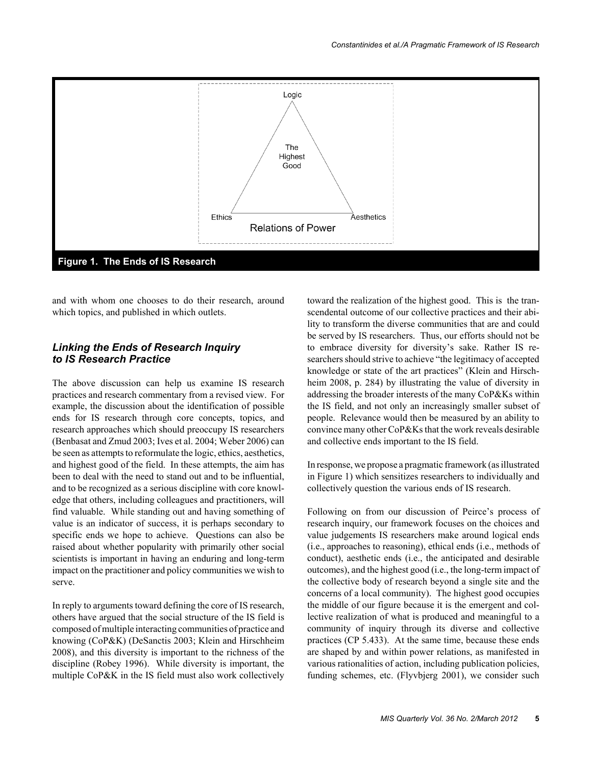Logic

The Highest Good

Ethics

Aesthetics

Relations of Power

**Figure 1. The Ends of IS Research**

and with whom one chooses to do their research, around which topics, and published in which outlets.

### *Linking the Ends of Research Inquiry to IS Research Practice*

The above discussion can help us examine IS research practices and research commentary from a revised view. For example, the discussion about the identification of possible ends for IS research through core concepts, topics, and research approaches which should preoccupy IS researchers (Benbasat and Zmud 2003; Ives et al. 2004; Weber 2006) can be seen as attempts to reformulate the logic, ethics, aesthetics, and highest good of the field. In these attempts, the aim has been to deal with the need to stand out and to be influential, and to be recognized as a serious discipline with core knowledge that others, including colleagues and practitioners, will find valuable. While standing out and having something of value is an indicator of success, it is perhaps secondary to specific ends we hope to achieve. Questions can also be raised about whether popularity with primarily other social scientists is important in having an enduring and long-term impact on the practitioner and policy communities we wish to serve.

In reply to arguments toward defining the core of IS research, others have argued that the social structure of the IS field is composed of multiple interacting communities of practice and knowing (CoP&K) (DeSanctis 2003; Klein and Hirschheim 2008), and this diversity is important to the richness of the discipline (Robey 1996). While diversity is important, the multiple CoP&K in the IS field must also work collectively toward the realization of the highest good. This is the transcendental outcome of our collective practices and their ability to transform the diverse communities that are and could be served by IS researchers. Thus, our efforts should not be to embrace diversity for diversity's sake. Rather IS researchers should strive to achieve "the legitimacy of accepted knowledge or state of the art practices" (Klein and Hirschheim 2008, p. 284) by illustrating the value of diversity in addressing the broader interests of the many CoP&Ks within the IS field, and not only an increasingly smaller subset of people. Relevance would then be measured by an ability to convince many other CoP&Ks that the work reveals desirable and collective ends important to the IS field.

In response, we propose a pragmatic framework (as illustrated in Figure 1) which sensitizes researchers to individually and collectively question the various ends of IS research.

Following on from our discussion of Peirce's process of research inquiry, our framework focuses on the choices and value judgements IS researchers make around logical ends (i.e., approaches to reasoning), ethical ends (i.e., methods of conduct), aesthetic ends (i.e., the anticipated and desirable outcomes), and the highest good (i.e., the long-term impact of the collective body of research beyond a single site and the concerns of a local community). The highest good occupies the middle of our figure because it is the emergent and collective realization of what is produced and meaningful to a community of inquiry through its diverse and collective practices (CP 5.433). At the same time, because these ends are shaped by and within power relations, as manifested in various rationalities of action, including publication policies, funding schemes, etc. (Flyvbjerg 2001), we consider such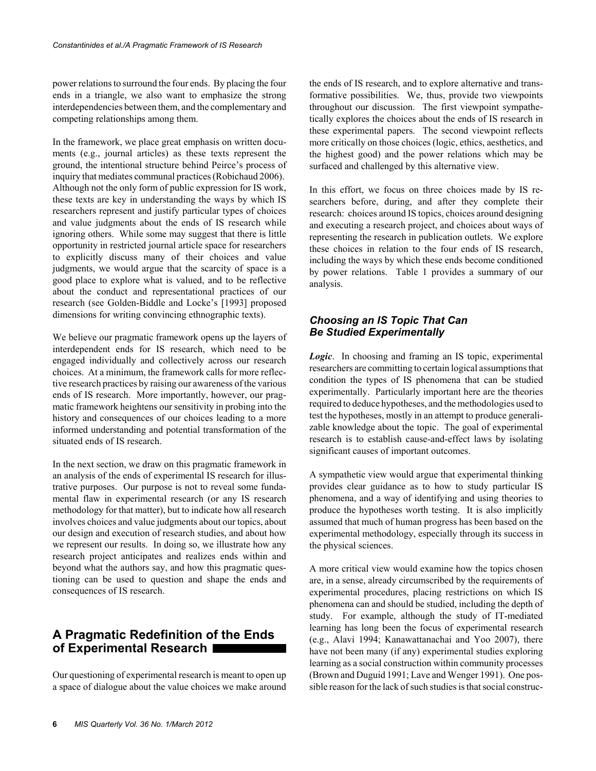power relations to surround the four ends. By placing the four ends in a triangle, we also want to emphasize the strong interdependencies between them, and the complementary and competing relationships among them.

In the framework, we place great emphasis on written documents (e.g., journal articles) as these texts represent the ground, the intentional structure behind Peirce's process of inquiry that mediates communal practices (Robichaud 2006). Although not the only form of public expression for IS work, these texts are key in understanding the ways by which IS researchers represent and justify particular types of choices and value judgments about the ends of IS research while ignoring others. While some may suggest that there is little opportunity in restricted journal article space for researchers to explicitly discuss many of their choices and value judgments, we would argue that the scarcity of space is a good place to explore what is valued, and to be reflective about the conduct and representational practices of our research (see Golden-Biddle and Locke's [1993] proposed dimensions for writing convincing ethnographic texts).

We believe our pragmatic framework opens up the layers of interdependent ends for IS research, which need to be engaged individually and collectively across our research choices. At a minimum, the framework calls for more reflective research practices by raising our awareness of the various ends of IS research. More importantly, however, our pragmatic framework heightens our sensitivity in probing into the history and consequences of our choices leading to a more informed understanding and potential transformation of the situated ends of IS research.

In the next section, we draw on this pragmatic framework in an analysis of the ends of experimental IS research for illustrative purposes. Our purpose is not to reveal some fundamental flaw in experimental research (or any IS research methodology for that matter), but to indicate how all research involves choices and value judgments about our topics, about our design and execution of research studies, and about how we represent our results. In doing so, we illustrate how any research project anticipates and realizes ends within and beyond what the authors say, and how this pragmatic questioning can be used to question and shape the ends and consequences of IS research.

## A Pragmatic Redefinition of the Ends of Experimental Research

Our questioning of experimental research is meant to open up a space of dialogue about the value choices we make around the ends of IS research, and to explore alternative and transformative possibilities. We, thus, provide two viewpoints throughout our discussion. The first viewpoint sympathetically explores the choices about the ends of IS research in these experimental papers. The second viewpoint reflects more critically on those choices (logic, ethics, aesthetics, and the highest good) and the power relations which may be surfaced and challenged by this alternative view.

In this effort, we focus on three choices made by IS researchers before, during, and after they complete their research: choices around IS topics, choices around designing and executing a research project, and choices about ways of representing the research in publication outlets. We explore these choices in relation to the four ends of IS research, including the ways by which these ends become conditioned by power relations. Table 1 provides a summary of our analysis.

### *Choosing an IS Topic That Can Be Studied Experimentally*

***Logic***. In choosing and framing an IS topic, experimental researchers are committing to certain logical assumptions that condition the types of IS phenomena that can be studied experimentally. Particularly important here are the theories required to deduce hypotheses, and the methodologies used to test the hypotheses, mostly in an attempt to produce generalizable knowledge about the topic. The goal of experimental research is to establish cause-and-effect laws by isolating significant causes of important outcomes.

A sympathetic view would argue that experimental thinking provides clear guidance as to how to study particular IS phenomena, and a way of identifying and using theories to produce the hypotheses worth testing. It is also implicitly assumed that much of human progress has been based on the experimental methodology, especially through its success in the physical sciences.

A more critical view would examine how the topics chosen are, in a sense, already circumscribed by the requirements of experimental procedures, placing restrictions on which IS phenomena can and should be studied, including the depth of study. For example, although the study of IT-mediated learning has long been the focus of experimental research (e.g., Alavi 1994; Kanawattanachai and Yoo 2007), there have not been many (if any) experimental studies exploring learning as a social construction within community processes (Brown and Duguid 1991; Lave and Wenger 1991). One possible reason for the lack of such studies is that social construc-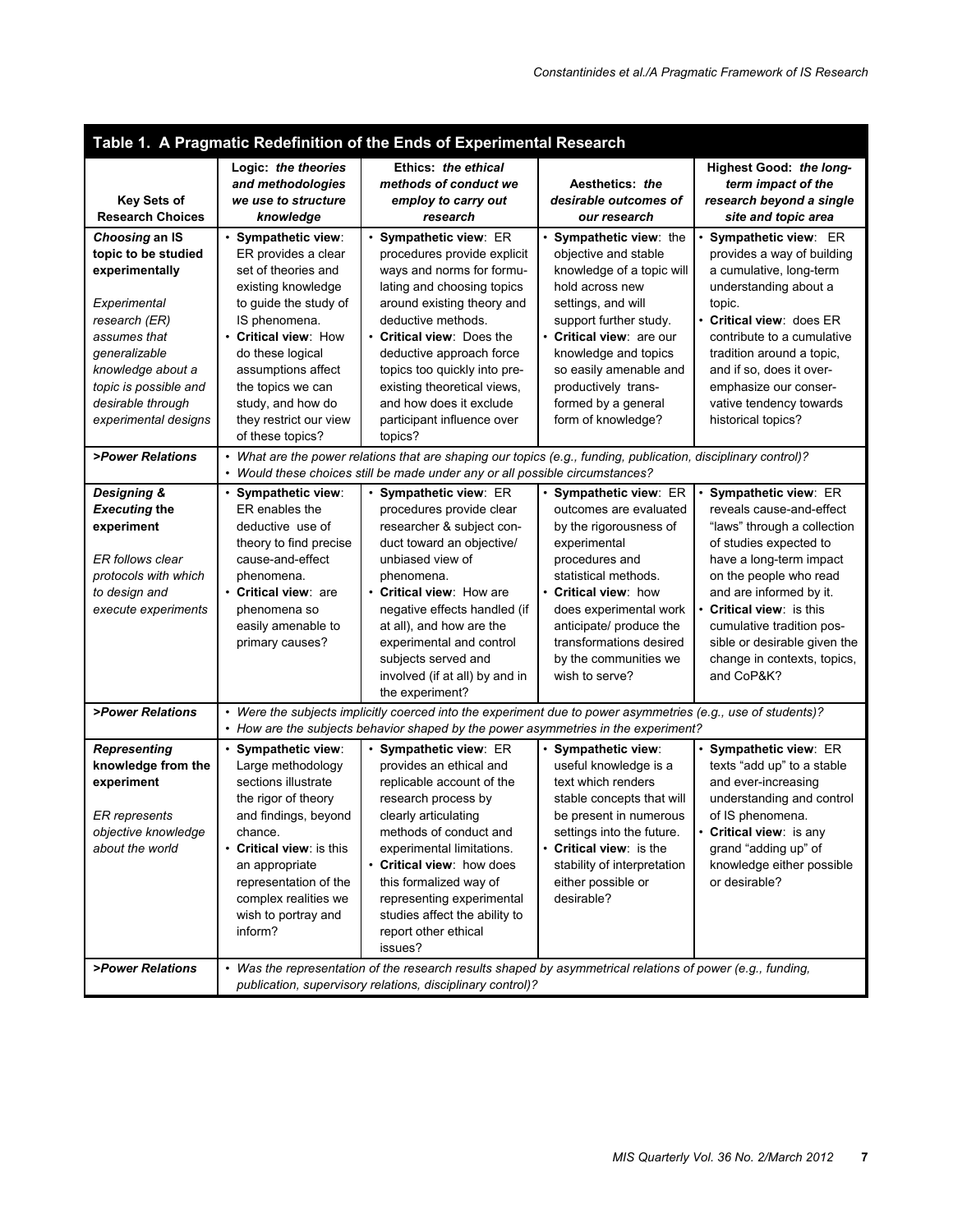**Table 1. A Pragmatic Redefinition of the Ends of Experimental Research**

| Key Sets of Research Choices | Logic: *the theories and methodologies we use to structure knowledge* | Ethics: *the ethical methods of conduct we employ to carry out research* | Aesthetics: *the desirable outcomes of our research* | Highest Good: *the long-term impact of the research beyond a single site and topic area* |
|---|---|---|---|---|
| ***Choosing* an IS topic to be studied experimentally**<br><br>*Experimental research (ER) assumes that generalizable knowledge about a topic is possible and desirable through experimental designs* | • **Sympathetic view**: ER provides a clear set of theories and existing knowledge to guide the study of IS phenomena.<br>• **Critical view**: How do these logical assumptions affect the topics we can study, and how do they restrict our view of these topics? | • **Sympathetic view**: ER procedures provide explicit ways and norms for formulating and choosing topics around existing theory and deductive methods.<br>• **Critical view**: Does the deductive approach force topics too quickly into pre-existing theoretical views, and how does it exclude participant influence over topics? | • **Sympathetic view**: the objective and stable knowledge of a topic will hold across new settings, and will support further study.<br>• **Critical view**: are our knowledge and topics so easily amenable and productively transformed by a general form of knowledge? | • **Sympathetic view**: ER provides a way of building a cumulative, long-term understanding about a topic.<br>• **Critical view**: does ER contribute to a cumulative tradition around a topic, and if so, does it over-emphasize our conservative tendency towards historical topics? |
| ***>Power Relations*** | • *What are the power relations that are shaping our topics (e.g., funding, publication, disciplinary control)?*<br>• *Would these choices still be made under any or all possible circumstances?* | | | |
| ***Designing & Executing* the experiment**<br><br>*ER follows clear protocols with which to design and execute experiments* | • **Sympathetic view**: ER enables the deductive use of theory to find precise cause-and-effect phenomena.<br>• **Critical view**: are phenomena so easily amenable to primary causes? | • **Sympathetic view**: ER procedures provide clear researcher & subject conduct toward an objective/ unbiased view of phenomena.<br>• **Critical view**: How are negative effects handled (if at all), and how are the experimental and control subjects served and involved (if at all) by and in the experiment? | • **Sympathetic view**: ER outcomes are evaluated by the rigorousness of experimental procedures and statistical methods.<br>• **Critical view**: how does experimental work anticipate/ produce the transformations desired by the communities we wish to serve? | • **Sympathetic view**: ER reveals cause-and-effect "laws" through a collection of studies expected to have a long-term impact on the people who read and are informed by it.<br>• **Critical view**: is this cumulative tradition possible or desirable given the change in contexts, topics, and CoP&K? |
| ***>Power Relations*** | • *Were the subjects implicitly coerced into the experiment due to power asymmetries (e.g., use of students)?*<br>• *How are the subjects behavior shaped by the power asymmetries in the experiment?* | | | |
| ***Representing* knowledge from the experiment**<br><br>*ER represents objective knowledge about the world* | • **Sympathetic view**: Large methodology sections illustrate the rigor of theory and findings, beyond chance.<br>• **Critical view**: is this an appropriate representation of the complex realities we wish to portray and inform? | • **Sympathetic view**: ER provides an ethical and replicable account of the research process by clearly articulating methods of conduct and experimental limitations.<br>• **Critical view**: how does this formalized way of representing experimental studies affect the ability to report other ethical issues? | • **Sympathetic view**: useful knowledge is a text which renders stable concepts that will be present in numerous settings into the future.<br>• **Critical view**: is the stability of interpretation either possible or desirable? | • **Sympathetic view**: ER texts "add up" to a stable and ever-increasing understanding and control of IS phenomena.<br>• **Critical view**: is any grand "adding up" of knowledge either possible or desirable? |
| ***>Power Relations*** | • *Was the representation of the research results shaped by asymmetrical relations of power (e.g., funding, publication, supervisory relations, disciplinary control)?* | | | |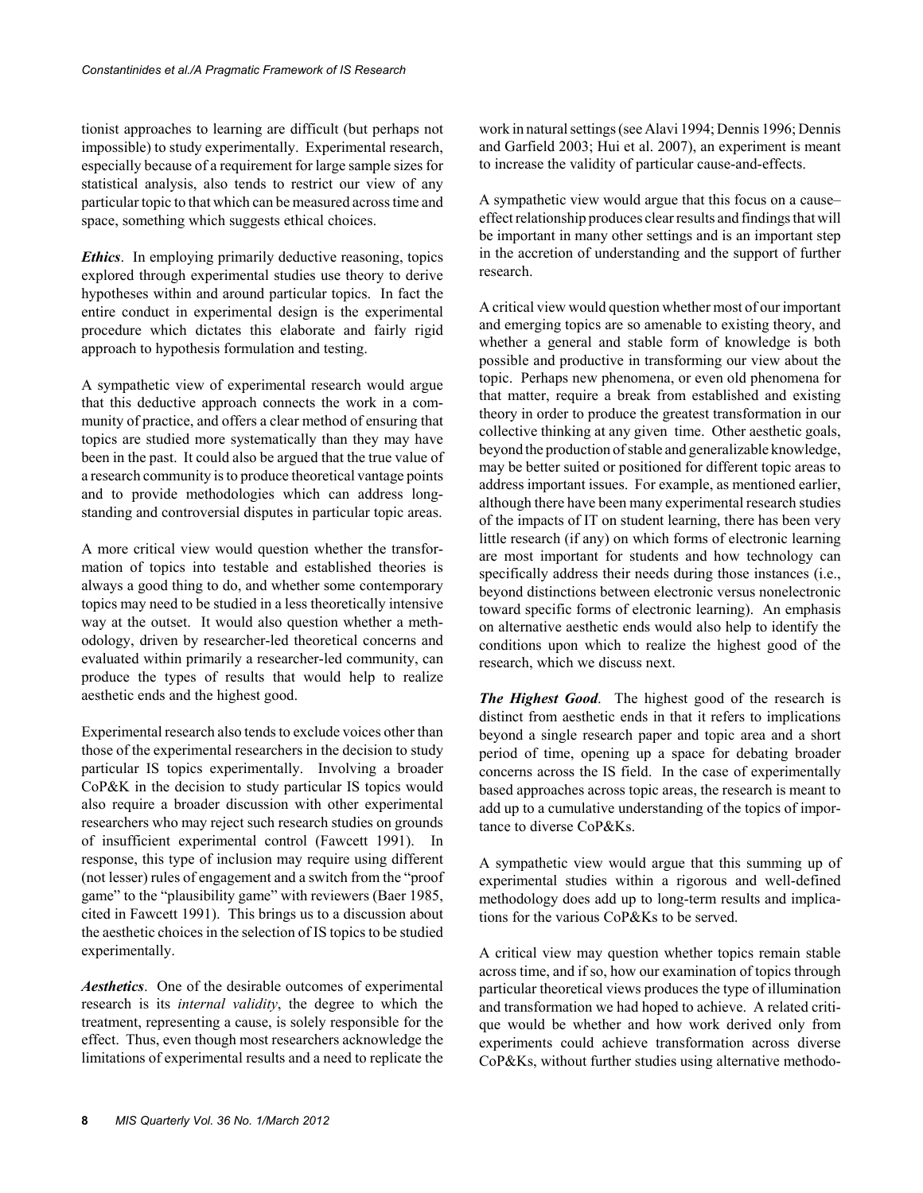tionist approaches to learning are difficult (but perhaps not impossible) to study experimentally. Experimental research, especially because of a requirement for large sample sizes for statistical analysis, also tends to restrict our view of any particular topic to that which can be measured across time and space, something which suggests ethical choices.

***Ethics***. In employing primarily deductive reasoning, topics explored through experimental studies use theory to derive hypotheses within and around particular topics. In fact the entire conduct in experimental design is the experimental procedure which dictates this elaborate and fairly rigid approach to hypothesis formulation and testing.

A sympathetic view of experimental research would argue that this deductive approach connects the work in a community of practice, and offers a clear method of ensuring that topics are studied more systematically than they may have been in the past. It could also be argued that the true value of a research community is to produce theoretical vantage points and to provide methodologies which can address longstanding and controversial disputes in particular topic areas.

A more critical view would question whether the transformation of topics into testable and established theories is always a good thing to do, and whether some contemporary topics may need to be studied in a less theoretically intensive way at the outset. It would also question whether a methodology, driven by researcher-led theoretical concerns and evaluated within primarily a researcher-led community, can produce the types of results that would help to realize aesthetic ends and the highest good.

Experimental research also tends to exclude voices other than those of the experimental researchers in the decision to study particular IS topics experimentally. Involving a broader CoP&K in the decision to study particular IS topics would also require a broader discussion with other experimental researchers who may reject such research studies on grounds of insufficient experimental control (Fawcett 1991). In response, this type of inclusion may require using different (not lesser) rules of engagement and a switch from the "proof game" to the "plausibility game" with reviewers (Baer 1985, cited in Fawcett 1991). This brings us to a discussion about the aesthetic choices in the selection of IS topics to be studied experimentally.

***Aesthetics***. One of the desirable outcomes of experimental research is its *internal validity*, the degree to which the treatment, representing a cause, is solely responsible for the effect. Thus, even though most researchers acknowledge the limitations of experimental results and a need to replicate the work in natural settings (see Alavi 1994; Dennis 1996; Dennis and Garfield 2003; Hui et al. 2007), an experiment is meant to increase the validity of particular cause-and-effects.

A sympathetic view would argue that this focus on a cause–effect relationship produces clear results and findings that will be important in many other settings and is an important step in the accretion of understanding and the support of further research.

A critical view would question whether most of our important and emerging topics are so amenable to existing theory, and whether a general and stable form of knowledge is both possible and productive in transforming our view about the topic. Perhaps new phenomena, or even old phenomena for that matter, require a break from established and existing theory in order to produce the greatest transformation in our collective thinking at any given time. Other aesthetic goals, beyond the production of stable and generalizable knowledge, may be better suited or positioned for different topic areas to address important issues. For example, as mentioned earlier, although there have been many experimental research studies of the impacts of IT on student learning, there has been very little research (if any) on which forms of electronic learning are most important for students and how technology can specifically address their needs during those instances (i.e., beyond distinctions between electronic versus nonelectronic toward specific forms of electronic learning). An emphasis on alternative aesthetic ends would also help to identify the conditions upon which to realize the highest good of the research, which we discuss next.

***The Highest Good***. The highest good of the research is distinct from aesthetic ends in that it refers to implications beyond a single research paper and topic area and a short period of time, opening up a space for debating broader concerns across the IS field. In the case of experimentally based approaches across topic areas, the research is meant to add up to a cumulative understanding of the topics of importance to diverse CoP&Ks.

A sympathetic view would argue that this summing up of experimental studies within a rigorous and well-defined methodology does add up to long-term results and implications for the various CoP&Ks to be served.

A critical view may question whether topics remain stable across time, and if so, how our examination of topics through particular theoretical views produces the type of illumination and transformation we had hoped to achieve. A related critique would be whether and how work derived only from experiments could achieve transformation across diverse CoP&Ks, without further studies using alternative methodo-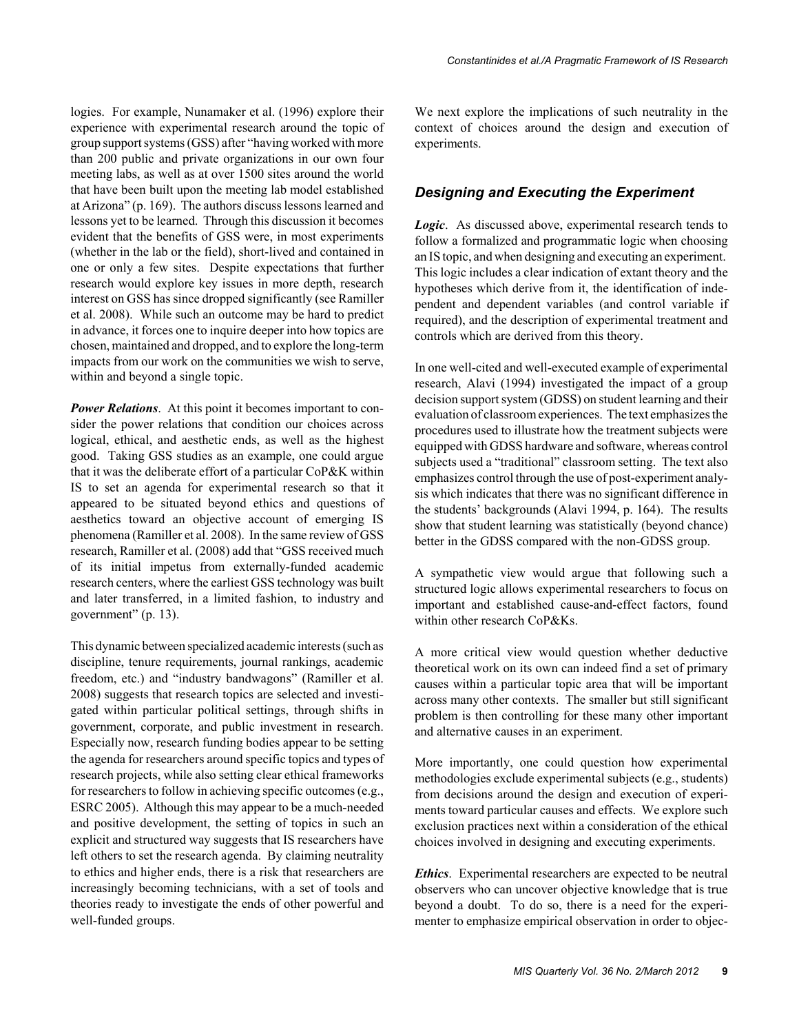logies. For example, Nunamaker et al. (1996) explore their experience with experimental research around the topic of group support systems (GSS) after "having worked with more than 200 public and private organizations in our own four meeting labs, as well as at over 1500 sites around the world that have been built upon the meeting lab model established at Arizona" (p. 169). The authors discuss lessons learned and lessons yet to be learned. Through this discussion it becomes evident that the benefits of GSS were, in most experiments (whether in the lab or the field), short-lived and contained in one or only a few sites. Despite expectations that further research would explore key issues in more depth, research interest on GSS has since dropped significantly (see Ramiller et al. 2008). While such an outcome may be hard to predict in advance, it forces one to inquire deeper into how topics are chosen, maintained and dropped, and to explore the long-term impacts from our work on the communities we wish to serve, within and beyond a single topic.

***Power Relations***. At this point it becomes important to consider the power relations that condition our choices across logical, ethical, and aesthetic ends, as well as the highest good. Taking GSS studies as an example, one could argue that it was the deliberate effort of a particular CoP&K within IS to set an agenda for experimental research so that it appeared to be situated beyond ethics and questions of aesthetics toward an objective account of emerging IS phenomena (Ramiller et al. 2008). In the same review of GSS research, Ramiller et al. (2008) add that "GSS received much of its initial impetus from externally-funded academic research centers, where the earliest GSS technology was built and later transferred, in a limited fashion, to industry and government" (p. 13).

This dynamic between specialized academic interests (such as discipline, tenure requirements, journal rankings, academic freedom, etc.) and "industry bandwagons" (Ramiller et al. 2008) suggests that research topics are selected and investigated within particular political settings, through shifts in government, corporate, and public investment in research. Especially now, research funding bodies appear to be setting the agenda for researchers around specific topics and types of research projects, while also setting clear ethical frameworks for researchers to follow in achieving specific outcomes (e.g., ESRC 2005). Although this may appear to be a much-needed and positive development, the setting of topics in such an explicit and structured way suggests that IS researchers have left others to set the research agenda. By claiming neutrality to ethics and higher ends, there is a risk that researchers are increasingly becoming technicians, with a set of tools and theories ready to investigate the ends of other powerful and well-funded groups.

We next explore the implications of such neutrality in the context of choices around the design and execution of experiments.

## *Designing and Executing the Experiment*

***Logic***. As discussed above, experimental research tends to follow a formalized and programmatic logic when choosing an IS topic, and when designing and executing an experiment. This logic includes a clear indication of extant theory and the hypotheses which derive from it, the identification of independent and dependent variables (and control variable if required), and the description of experimental treatment and controls which are derived from this theory.

In one well-cited and well-executed example of experimental research, Alavi (1994) investigated the impact of a group decision support system (GDSS) on student learning and their evaluation of classroom experiences. The text emphasizes the procedures used to illustrate how the treatment subjects were equipped with GDSS hardware and software, whereas control subjects used a "traditional" classroom setting. The text also emphasizes control through the use of post-experiment analysis which indicates that there was no significant difference in the students' backgrounds (Alavi 1994, p. 164). The results show that student learning was statistically (beyond chance) better in the GDSS compared with the non-GDSS group.

A sympathetic view would argue that following such a structured logic allows experimental researchers to focus on important and established cause-and-effect factors, found within other research CoP&Ks.

A more critical view would question whether deductive theoretical work on its own can indeed find a set of primary causes within a particular topic area that will be important across many other contexts. The smaller but still significant problem is then controlling for these many other important and alternative causes in an experiment.

More importantly, one could question how experimental methodologies exclude experimental subjects (e.g., students) from decisions around the design and execution of experiments toward particular causes and effects. We explore such exclusion practices next within a consideration of the ethical choices involved in designing and executing experiments.

***Ethics***. Experimental researchers are expected to be neutral observers who can uncover objective knowledge that is true beyond a doubt. To do so, there is a need for the experimenter to emphasize empirical observation in order to objec-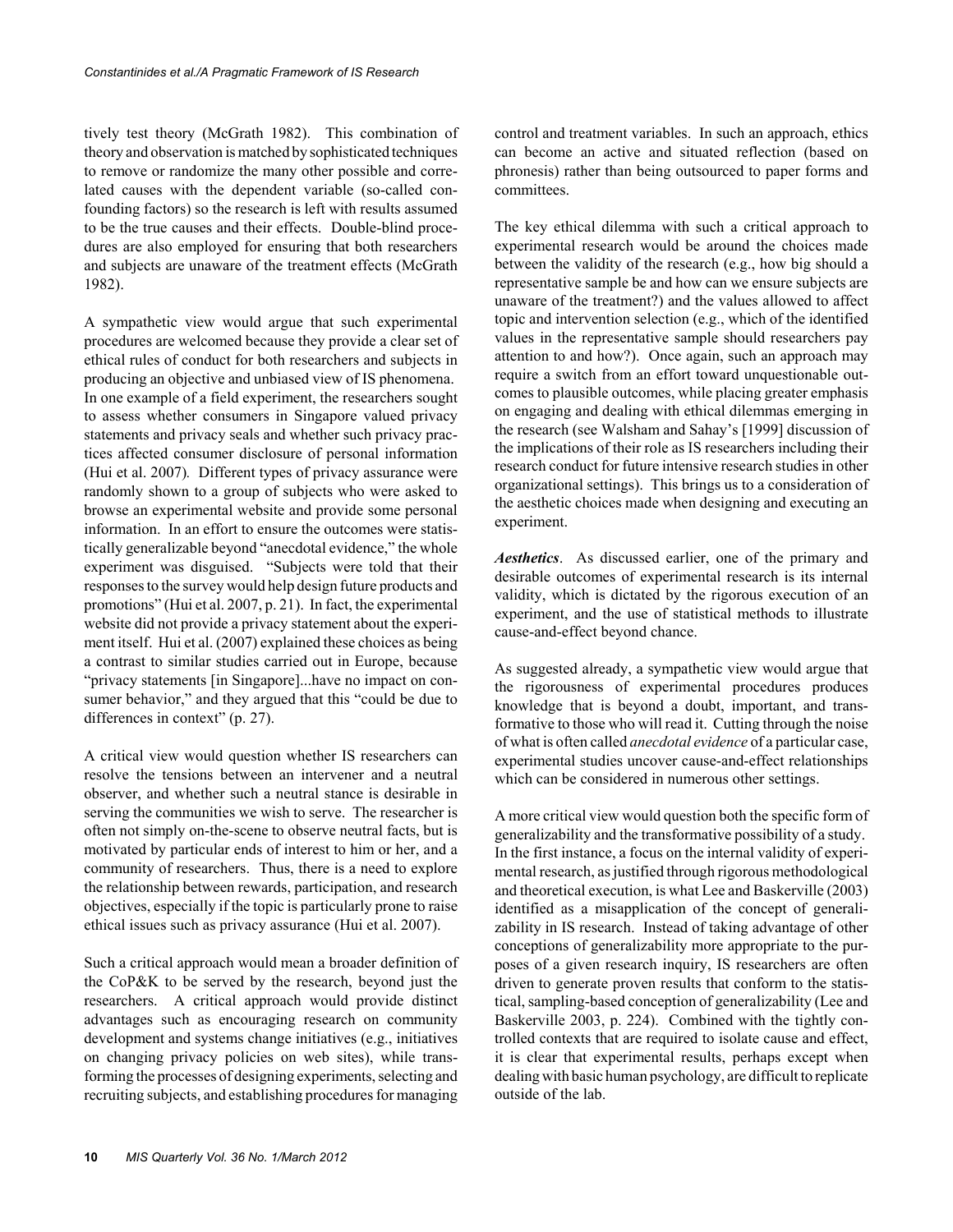tively test theory (McGrath 1982). This combination of theory and observation is matched by sophisticated techniques to remove or randomize the many other possible and correlated causes with the dependent variable (so-called confounding factors) so the research is left with results assumed to be the true causes and their effects. Double-blind procedures are also employed for ensuring that both researchers and subjects are unaware of the treatment effects (McGrath 1982).

A sympathetic view would argue that such experimental procedures are welcomed because they provide a clear set of ethical rules of conduct for both researchers and subjects in producing an objective and unbiased view of IS phenomena. In one example of a field experiment, the researchers sought to assess whether consumers in Singapore valued privacy statements and privacy seals and whether such privacy practices affected consumer disclosure of personal information (Hui et al. 2007). Different types of privacy assurance were randomly shown to a group of subjects who were asked to browse an experimental website and provide some personal information. In an effort to ensure the outcomes were statistically generalizable beyond "anecdotal evidence," the whole experiment was disguised. "Subjects were told that their responses to the survey would help design future products and promotions" (Hui et al. 2007, p. 21). In fact, the experimental website did not provide a privacy statement about the experiment itself. Hui et al. (2007) explained these choices as being a contrast to similar studies carried out in Europe, because "privacy statements [in Singapore]...have no impact on consumer behavior," and they argued that this "could be due to differences in context" (p. 27).

A critical view would question whether IS researchers can resolve the tensions between an intervener and a neutral observer, and whether such a neutral stance is desirable in serving the communities we wish to serve. The researcher is often not simply on-the-scene to observe neutral facts, but is motivated by particular ends of interest to him or her, and a community of researchers. Thus, there is a need to explore the relationship between rewards, participation, and research objectives, especially if the topic is particularly prone to raise ethical issues such as privacy assurance (Hui et al. 2007).

Such a critical approach would mean a broader definition of the CoP&K to be served by the research, beyond just the researchers. A critical approach would provide distinct advantages such as encouraging research on community development and systems change initiatives (e.g., initiatives on changing privacy policies on web sites), while transforming the processes of designing experiments, selecting and recruiting subjects, and establishing procedures for managing control and treatment variables. In such an approach, ethics can become an active and situated reflection (based on phronesis) rather than being outsourced to paper forms and committees.

The key ethical dilemma with such a critical approach to experimental research would be around the choices made between the validity of the research (e.g., how big should a representative sample be and how can we ensure subjects are unaware of the treatment?) and the values allowed to affect topic and intervention selection (e.g., which of the identified values in the representative sample should researchers pay attention to and how?). Once again, such an approach may require a switch from an effort toward unquestionable outcomes to plausible outcomes, while placing greater emphasis on engaging and dealing with ethical dilemmas emerging in the research (see Walsham and Sahay's [1999] discussion of the implications of their role as IS researchers including their research conduct for future intensive research studies in other organizational settings). This brings us to a consideration of the aesthetic choices made when designing and executing an experiment.

***Aesthetics***. As discussed earlier, one of the primary and desirable outcomes of experimental research is its internal validity, which is dictated by the rigorous execution of an experiment, and the use of statistical methods to illustrate cause-and-effect beyond chance.

As suggested already, a sympathetic view would argue that the rigorousness of experimental procedures produces knowledge that is beyond a doubt, important, and transformative to those who will read it. Cutting through the noise of what is often called *anecdotal evidence* of a particular case, experimental studies uncover cause-and-effect relationships which can be considered in numerous other settings.

A more critical view would question both the specific form of generalizability and the transformative possibility of a study. In the first instance, a focus on the internal validity of experimental research, as justified through rigorous methodological and theoretical execution, is what Lee and Baskerville (2003) identified as a misapplication of the concept of generalizability in IS research. Instead of taking advantage of other conceptions of generalizability more appropriate to the purposes of a given research inquiry, IS researchers are often driven to generate proven results that conform to the statistical, sampling-based conception of generalizability (Lee and Baskerville 2003, p. 224). Combined with the tightly controlled contexts that are required to isolate cause and effect, it is clear that experimental results, perhaps except when dealing with basic human psychology, are difficult to replicate outside of the lab.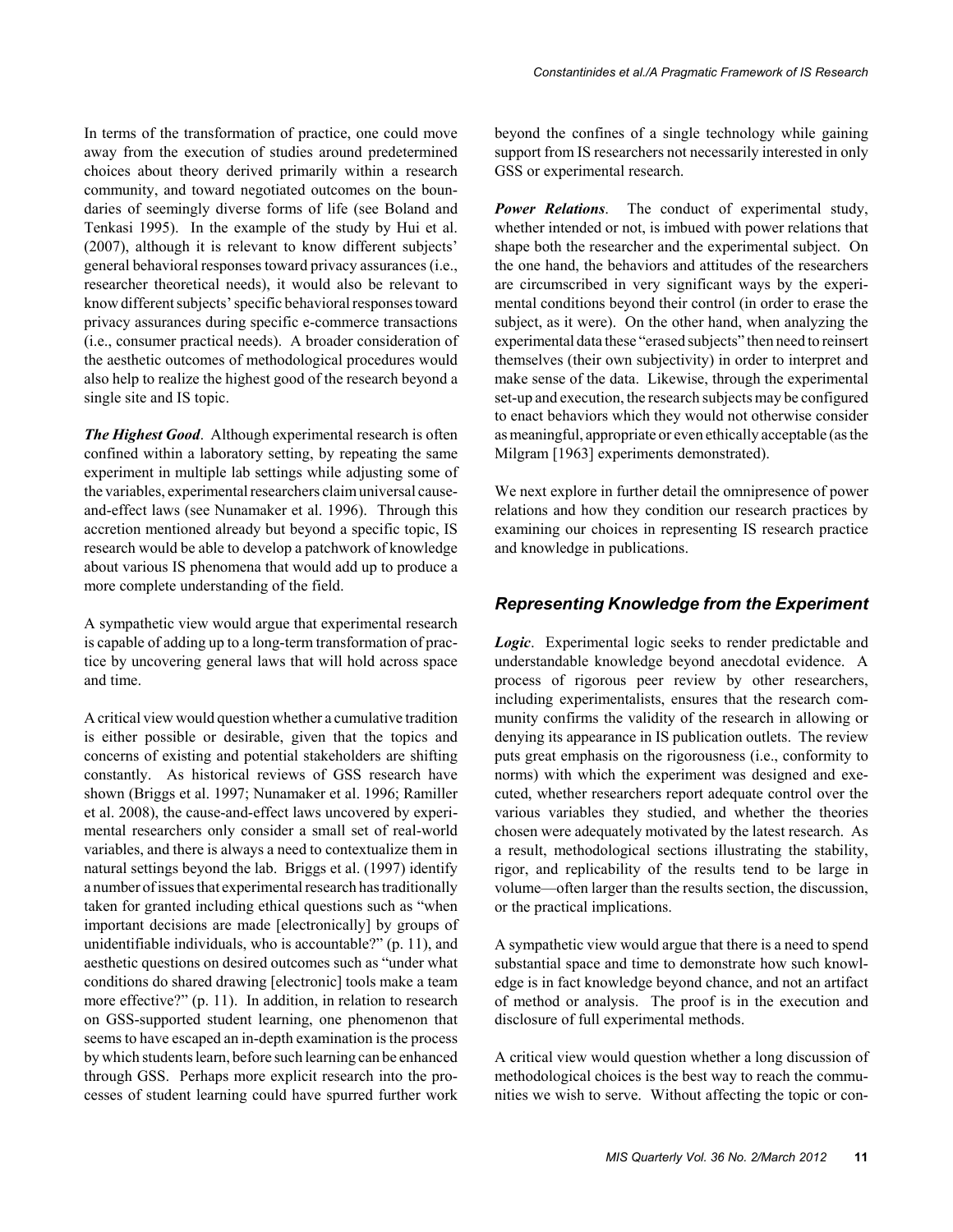In terms of the transformation of practice, one could move away from the execution of studies around predetermined choices about theory derived primarily within a research community, and toward negotiated outcomes on the boundaries of seemingly diverse forms of life (see Boland and Tenkasi 1995). In the example of the study by Hui et al. (2007), although it is relevant to know different subjects' general behavioral responses toward privacy assurances (i.e., researcher theoretical needs), it would also be relevant to know different subjects' specific behavioral responses toward privacy assurances during specific e-commerce transactions (i.e., consumer practical needs). A broader consideration of the aesthetic outcomes of methodological procedures would also help to realize the highest good of the research beyond a single site and IS topic.

***The Highest Good***. Although experimental research is often confined within a laboratory setting, by repeating the same experiment in multiple lab settings while adjusting some of the variables, experimental researchers claim universal cause-and-effect laws (see Nunamaker et al. 1996). Through this accretion mentioned already but beyond a specific topic, IS research would be able to develop a patchwork of knowledge about various IS phenomena that would add up to produce a more complete understanding of the field.

A sympathetic view would argue that experimental research is capable of adding up to a long-term transformation of practice by uncovering general laws that will hold across space and time.

A critical view would question whether a cumulative tradition is either possible or desirable, given that the topics and concerns of existing and potential stakeholders are shifting constantly. As historical reviews of GSS research have shown (Briggs et al. 1997; Nunamaker et al. 1996; Ramiller et al. 2008), the cause-and-effect laws uncovered by experimental researchers only consider a small set of real-world variables, and there is always a need to contextualize them in natural settings beyond the lab. Briggs et al. (1997) identify a number of issues that experimental research has traditionally taken for granted including ethical questions such as "when important decisions are made [electronically] by groups of unidentifiable individuals, who is accountable?" (p. 11), and aesthetic questions on desired outcomes such as "under what conditions do shared drawing [electronic] tools make a team more effective?" (p. 11). In addition, in relation to research on GSS-supported student learning, one phenomenon that seems to have escaped an in-depth examination is the process by which students learn, before such learning can be enhanced through GSS. Perhaps more explicit research into the processes of student learning could have spurred further work beyond the confines of a single technology while gaining support from IS researchers not necessarily interested in only GSS or experimental research.

***Power Relations***. The conduct of experimental study, whether intended or not, is imbued with power relations that shape both the researcher and the experimental subject. On the one hand, the behaviors and attitudes of the researchers are circumscribed in very significant ways by the experimental conditions beyond their control (in order to erase the subject, as it were). On the other hand, when analyzing the experimental data these "erased subjects" then need to reinsert themselves (their own subjectivity) in order to interpret and make sense of the data. Likewise, through the experimental set-up and execution, the research subjects may be configured to enact behaviors which they would not otherwise consider as meaningful, appropriate or even ethically acceptable (as the Milgram [1963] experiments demonstrated).

We next explore in further detail the omnipresence of power relations and how they condition our research practices by examining our choices in representing IS research practice and knowledge in publications.

## *Representing Knowledge from the Experiment*

***Logic***. Experimental logic seeks to render predictable and understandable knowledge beyond anecdotal evidence. A process of rigorous peer review by other researchers, including experimentalists, ensures that the research community confirms the validity of the research in allowing or denying its appearance in IS publication outlets. The review puts great emphasis on the rigorousness (i.e., conformity to norms) with which the experiment was designed and executed, whether researchers report adequate control over the various variables they studied, and whether the theories chosen were adequately motivated by the latest research. As a result, methodological sections illustrating the stability, rigor, and replicability of the results tend to be large in volume—often larger than the results section, the discussion, or the practical implications.

A sympathetic view would argue that there is a need to spend substantial space and time to demonstrate how such knowledge is in fact knowledge beyond chance, and not an artifact of method or analysis. The proof is in the execution and disclosure of full experimental methods.

A critical view would question whether a long discussion of methodological choices is the best way to reach the communities we wish to serve. Without affecting the topic or con-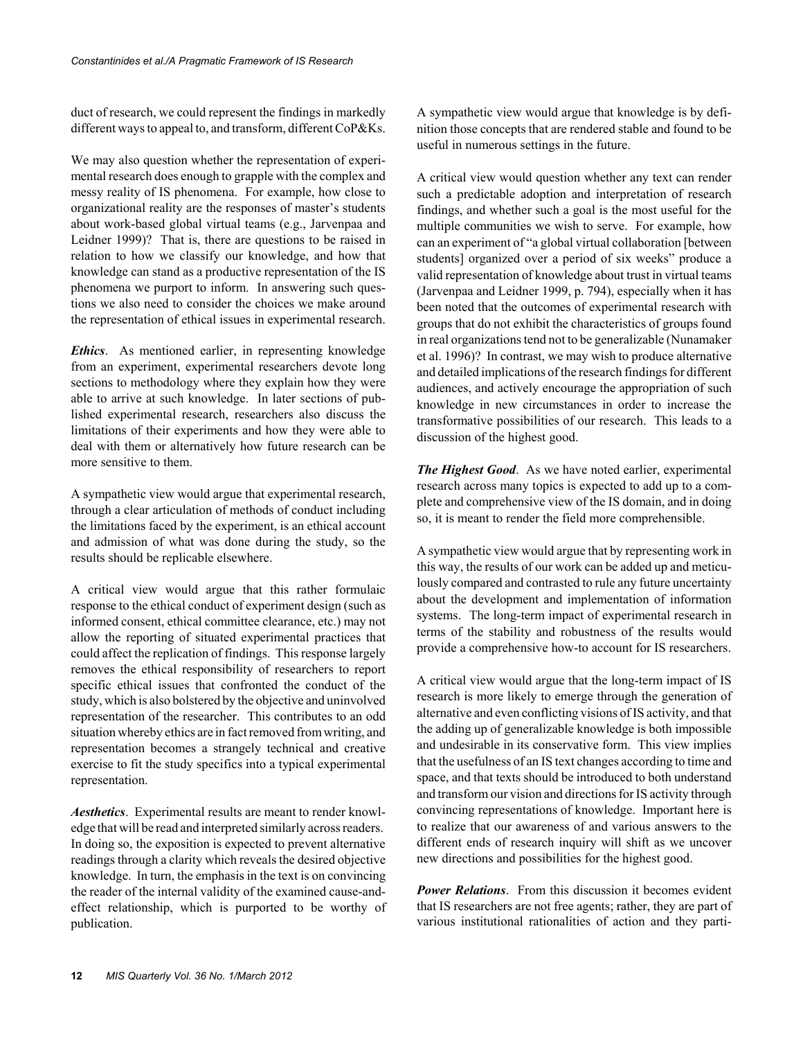duct of research, we could represent the findings in markedly different ways to appeal to, and transform, different CoP&Ks.

We may also question whether the representation of experimental research does enough to grapple with the complex and messy reality of IS phenomena. For example, how close to organizational reality are the responses of master's students about work-based global virtual teams (e.g., Jarvenpaa and Leidner 1999)? That is, there are questions to be raised in relation to how we classify our knowledge, and how that knowledge can stand as a productive representation of the IS phenomena we purport to inform. In answering such questions we also need to consider the choices we make around the representation of ethical issues in experimental research.

***Ethics***. As mentioned earlier, in representing knowledge from an experiment, experimental researchers devote long sections to methodology where they explain how they were able to arrive at such knowledge. In later sections of published experimental research, researchers also discuss the limitations of their experiments and how they were able to deal with them or alternatively how future research can be more sensitive to them.

A sympathetic view would argue that experimental research, through a clear articulation of methods of conduct including the limitations faced by the experiment, is an ethical account and admission of what was done during the study, so the results should be replicable elsewhere.

A critical view would argue that this rather formulaic response to the ethical conduct of experiment design (such as informed consent, ethical committee clearance, etc.) may not allow the reporting of situated experimental practices that could affect the replication of findings. This response largely removes the ethical responsibility of researchers to report specific ethical issues that confronted the conduct of the study, which is also bolstered by the objective and uninvolved representation of the researcher. This contributes to an odd situation whereby ethics are in fact removed from writing, and representation becomes a strangely technical and creative exercise to fit the study specifics into a typical experimental representation.

***Aesthetics***. Experimental results are meant to render knowledge that will be read and interpreted similarly across readers. In doing so, the exposition is expected to prevent alternative readings through a clarity which reveals the desired objective knowledge. In turn, the emphasis in the text is on convincing the reader of the internal validity of the examined cause-and-effect relationship, which is purported to be worthy of publication.

A sympathetic view would argue that knowledge is by definition those concepts that are rendered stable and found to be useful in numerous settings in the future.

A critical view would question whether any text can render such a predictable adoption and interpretation of research findings, and whether such a goal is the most useful for the multiple communities we wish to serve. For example, how can an experiment of "a global virtual collaboration [between students] organized over a period of six weeks" produce a valid representation of knowledge about trust in virtual teams (Jarvenpaa and Leidner 1999, p. 794), especially when it has been noted that the outcomes of experimental research with groups that do not exhibit the characteristics of groups found in real organizations tend not to be generalizable (Nunamaker et al. 1996)? In contrast, we may wish to produce alternative and detailed implications of the research findings for different audiences, and actively encourage the appropriation of such knowledge in new circumstances in order to increase the transformative possibilities of our research. This leads to a discussion of the highest good.

***The Highest Good***. As we have noted earlier, experimental research across many topics is expected to add up to a complete and comprehensive view of the IS domain, and in doing so, it is meant to render the field more comprehensible.

A sympathetic view would argue that by representing work in this way, the results of our work can be added up and meticulously compared and contrasted to rule any future uncertainty about the development and implementation of information systems. The long-term impact of experimental research in terms of the stability and robustness of the results would provide a comprehensive how-to account for IS researchers.

A critical view would argue that the long-term impact of IS research is more likely to emerge through the generation of alternative and even conflicting visions of IS activity, and that the adding up of generalizable knowledge is both impossible and undesirable in its conservative form. This view implies that the usefulness of an IS text changes according to time and space, and that texts should be introduced to both understand and transform our vision and directions for IS activity through convincing representations of knowledge. Important here is to realize that our awareness of and various answers to the different ends of research inquiry will shift as we uncover new directions and possibilities for the highest good.

***Power Relations***. From this discussion it becomes evident that IS researchers are not free agents; rather, they are part of various institutional rationalities of action and they parti-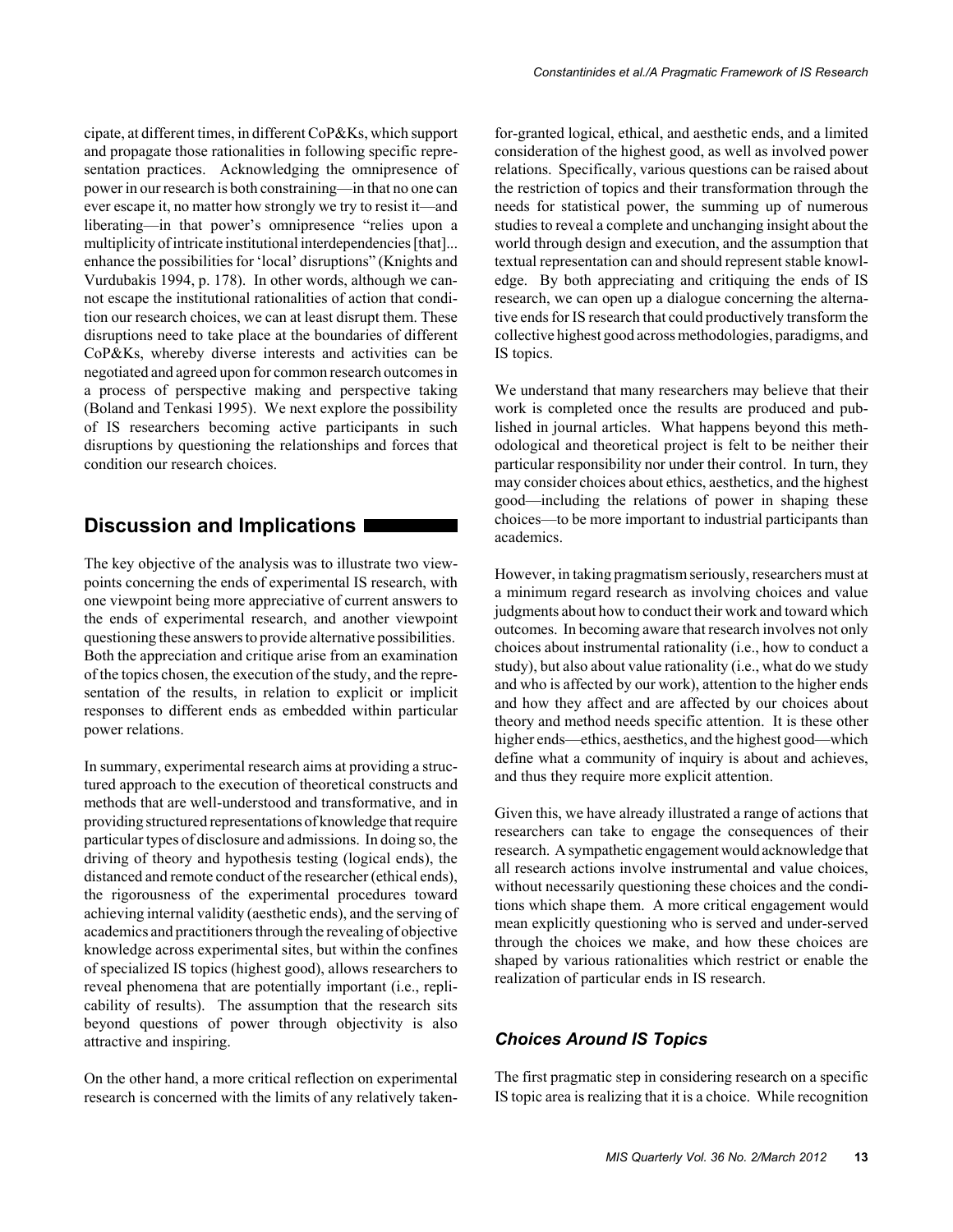cipate, at different times, in different CoP&Ks, which support and propagate those rationalities in following specific representation practices. Acknowledging the omnipresence of power in our research is both constraining—in that no one can ever escape it, no matter how strongly we try to resist it—and liberating—in that power's omnipresence "relies upon a multiplicity of intricate institutional interdependencies [that]... enhance the possibilities for 'local' disruptions" (Knights and Vurdubakis 1994, p. 178). In other words, although we cannot escape the institutional rationalities of action that condition our research choices, we can at least disrupt them. These disruptions need to take place at the boundaries of different CoP&Ks, whereby diverse interests and activities can be negotiated and agreed upon for common research outcomes in a process of perspective making and perspective taking (Boland and Tenkasi 1995). We next explore the possibility of IS researchers becoming active participants in such disruptions by questioning the relationships and forces that condition our research choices.

## Discussion and Implications

The key objective of the analysis was to illustrate two viewpoints concerning the ends of experimental IS research, with one viewpoint being more appreciative of current answers to the ends of experimental research, and another viewpoint questioning these answers to provide alternative possibilities. Both the appreciation and critique arise from an examination of the topics chosen, the execution of the study, and the representation of the results, in relation to explicit or implicit responses to different ends as embedded within particular power relations.

In summary, experimental research aims at providing a structured approach to the execution of theoretical constructs and methods that are well-understood and transformative, and in providing structured representations of knowledge that require particular types of disclosure and admissions. In doing so, the driving of theory and hypothesis testing (logical ends), the distanced and remote conduct of the researcher (ethical ends), the rigorousness of the experimental procedures toward achieving internal validity (aesthetic ends), and the serving of academics and practitioners through the revealing of objective knowledge across experimental sites, but within the confines of specialized IS topics (highest good), allows researchers to reveal phenomena that are potentially important (i.e., replicability of results). The assumption that the research sits beyond questions of power through objectivity is also attractive and inspiring.

On the other hand, a more critical reflection on experimental research is concerned with the limits of any relatively taken-for-granted logical, ethical, and aesthetic ends, and a limited consideration of the highest good, as well as involved power relations. Specifically, various questions can be raised about the restriction of topics and their transformation through the needs for statistical power, the summing up of numerous studies to reveal a complete and unchanging insight about the world through design and execution, and the assumption that textual representation can and should represent stable knowledge. By both appreciating and critiquing the ends of IS research, we can open up a dialogue concerning the alternative ends for IS research that could productively transform the collective highest good across methodologies, paradigms, and IS topics.

We understand that many researchers may believe that their work is completed once the results are produced and published in journal articles. What happens beyond this methodological and theoretical project is felt to be neither their particular responsibility nor under their control. In turn, they may consider choices about ethics, aesthetics, and the highest good—including the relations of power in shaping these choices—to be more important to industrial participants than academics.

However, in taking pragmatism seriously, researchers must at a minimum regard research as involving choices and value judgments about how to conduct their work and toward which outcomes. In becoming aware that research involves not only choices about instrumental rationality (i.e., how to conduct a study), but also about value rationality (i.e., what do we study and who is affected by our work), attention to the higher ends and how they affect and are affected by our choices about theory and method needs specific attention. It is these other higher ends—ethics, aesthetics, and the highest good—which define what a community of inquiry is about and achieves, and thus they require more explicit attention.

Given this, we have already illustrated a range of actions that researchers can take to engage the consequences of their research. A sympathetic engagement would acknowledge that all research actions involve instrumental and value choices, without necessarily questioning these choices and the conditions which shape them. A more critical engagement would mean explicitly questioning who is served and under-served through the choices we make, and how these choices are shaped by various rationalities which restrict or enable the realization of particular ends in IS research.

### *Choices Around IS Topics*

The first pragmatic step in considering research on a specific IS topic area is realizing that it is a choice. While recognition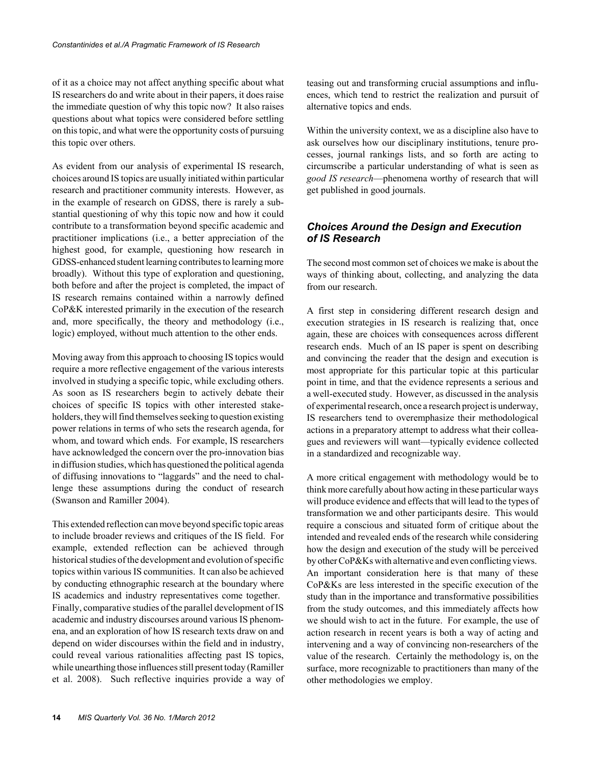of it as a choice may not affect anything specific about what IS researchers do and write about in their papers, it does raise the immediate question of why this topic now? It also raises questions about what topics were considered before settling on this topic, and what were the opportunity costs of pursuing this topic over others.

As evident from our analysis of experimental IS research, choices around IS topics are usually initiated within particular research and practitioner community interests. However, as in the example of research on GDSS, there is rarely a substantial questioning of why this topic now and how it could contribute to a transformation beyond specific academic and practitioner implications (i.e., a better appreciation of the highest good, for example, questioning how research in GDSS-enhanced student learning contributes to learning more broadly). Without this type of exploration and questioning, both before and after the project is completed, the impact of IS research remains contained within a narrowly defined CoP&K interested primarily in the execution of the research and, more specifically, the theory and methodology (i.e., logic) employed, without much attention to the other ends.

Moving away from this approach to choosing IS topics would require a more reflective engagement of the various interests involved in studying a specific topic, while excluding others. As soon as IS researchers begin to actively debate their choices of specific IS topics with other interested stakeholders, they will find themselves seeking to question existing power relations in terms of who sets the research agenda, for whom, and toward which ends. For example, IS researchers have acknowledged the concern over the pro-innovation bias in diffusion studies, which has questioned the political agenda of diffusing innovations to "laggards" and the need to challenge these assumptions during the conduct of research (Swanson and Ramiller 2004).

This extended reflection can move beyond specific topic areas to include broader reviews and critiques of the IS field. For example, extended reflection can be achieved through historical studies of the development and evolution of specific topics within various IS communities. It can also be achieved by conducting ethnographic research at the boundary where IS academics and industry representatives come together. Finally, comparative studies of the parallel development of IS academic and industry discourses around various IS phenomena, and an exploration of how IS research texts draw on and depend on wider discourses within the field and in industry, could reveal various rationalities affecting past IS topics, while unearthing those influences still present today (Ramiller et al. 2008). Such reflective inquiries provide a way of teasing out and transforming crucial assumptions and influences, which tend to restrict the realization and pursuit of alternative topics and ends.

Within the university context, we as a discipline also have to ask ourselves how our disciplinary institutions, tenure processes, journal rankings lists, and so forth are acting to circumscribe a particular understanding of what is seen as *good IS research*—phenomena worthy of research that will get published in good journals.

### *Choices Around the Design and Execution of IS Research*

The second most common set of choices we make is about the ways of thinking about, collecting, and analyzing the data from our research.

A first step in considering different research design and execution strategies in IS research is realizing that, once again, these are choices with consequences across different research ends. Much of an IS paper is spent on describing and convincing the reader that the design and execution is most appropriate for this particular topic at this particular point in time, and that the evidence represents a serious and a well-executed study. However, as discussed in the analysis of experimental research, once a research project is underway, IS researchers tend to overemphasize their methodological actions in a preparatory attempt to address what their colleagues and reviewers will want—typically evidence collected in a standardized and recognizable way.

A more critical engagement with methodology would be to think more carefully about how acting in these particular ways will produce evidence and effects that will lead to the types of transformation we and other participants desire. This would require a conscious and situated form of critique about the intended and revealed ends of the research while considering how the design and execution of the study will be perceived by other CoP&Ks with alternative and even conflicting views. An important consideration here is that many of these CoP&Ks are less interested in the specific execution of the study than in the importance and transformative possibilities from the study outcomes, and this immediately affects how we should wish to act in the future. For example, the use of action research in recent years is both a way of acting and intervening and a way of convincing non-researchers of the value of the research. Certainly the methodology is, on the surface, more recognizable to practitioners than many of the other methodologies we employ.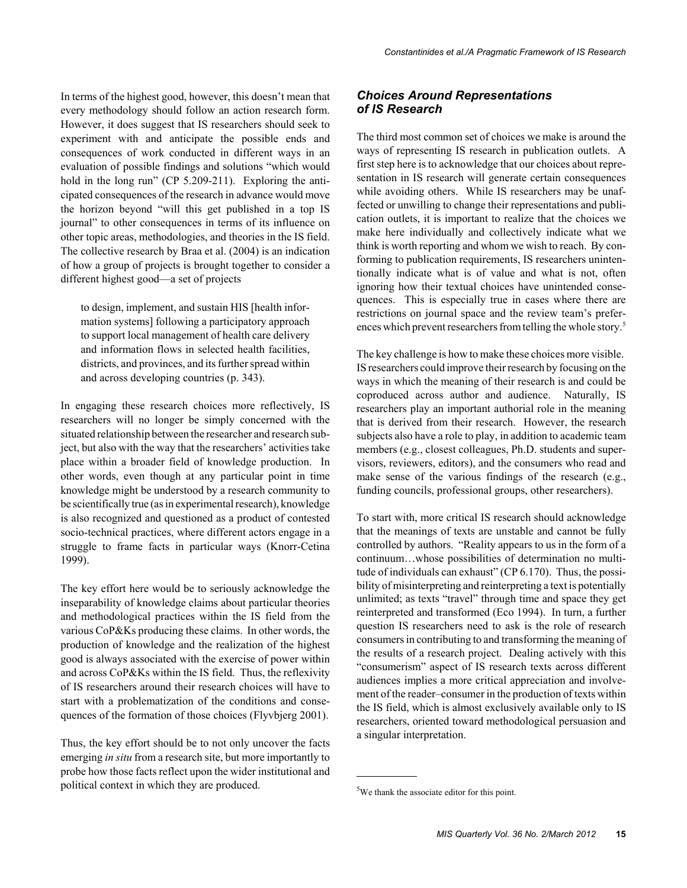In terms of the highest good, however, this doesn't mean that every methodology should follow an action research form. However, it does suggest that IS researchers should seek to experiment with and anticipate the possible ends and consequences of work conducted in different ways in an evaluation of possible findings and solutions "which would hold in the long run" (CP 5.209-211). Exploring the anticipated consequences of the research in advance would move the horizon beyond "will this get published in a top IS journal" to other consequences in terms of its influence on other topic areas, methodologies, and theories in the IS field. The collective research by Braa et al. (2004) is an indication of how a group of projects is brought together to consider a different highest good—a set of projects

> to design, implement, and sustain HIS [health information systems] following a participatory approach to support local management of health care delivery and information flows in selected health facilities, districts, and provinces, and its further spread within and across developing countries (p. 343).

In engaging these research choices more reflectively, IS researchers will no longer be simply concerned with the situated relationship between the researcher and research subject, but also with the way that the researchers' activities take place within a broader field of knowledge production. In other words, even though at any particular point in time knowledge might be understood by a research community to be scientifically true (as in experimental research), knowledge is also recognized and questioned as a product of contested socio-technical practices, where different actors engage in a struggle to frame facts in particular ways (Knorr-Cetina 1999).

The key effort here would be to seriously acknowledge the inseparability of knowledge claims about particular theories and methodological practices within the IS field from the various CoP&Ks producing these claims. In other words, the production of knowledge and the realization of the highest good is always associated with the exercise of power within and across CoP&Ks within the IS field. Thus, the reflexivity of IS researchers around their research choices will have to start with a problematization of the conditions and consequences of the formation of those choices (Flyvbjerg 2001).

Thus, the key effort should be to not only uncover the facts emerging *in situ* from a research site, but more importantly to probe how those facts reflect upon the wider institutional and political context in which they are produced.

### *Choices Around Representations of IS Research*

The third most common set of choices we make is around the ways of representing IS research in publication outlets. A first step here is to acknowledge that our choices about representation in IS research will generate certain consequences while avoiding others. While IS researchers may be unaffected or unwilling to change their representations and publication outlets, it is important to realize that the choices we make here individually and collectively indicate what we think is worth reporting and whom we wish to reach. By conforming to publication requirements, IS researchers unintentionally indicate what is of value and what is not, often ignoring how their textual choices have unintended consequences. This is especially true in cases where there are restrictions on journal space and the review team's preferences which prevent researchers from telling the whole story.[5]

The key challenge is how to make these choices more visible. IS researchers could improve their research by focusing on the ways in which the meaning of their research is and could be coproduced across author and audience. Naturally, IS researchers play an important authorial role in the meaning that is derived from their research. However, the research subjects also have a role to play, in addition to academic team members (e.g., closest colleagues, Ph.D. students and supervisors, reviewers, editors), and the consumers who read and make sense of the various findings of the research (e.g., funding councils, professional groups, other researchers).

To start with, more critical IS research should acknowledge that the meanings of texts are unstable and cannot be fully controlled by authors. "Reality appears to us in the form of a continuum…whose possibilities of determination no multitude of individuals can exhaust" (CP 6.170). Thus, the possibility of misinterpreting and reinterpreting a text is potentially unlimited; as texts "travel" through time and space they get reinterpreted and transformed (Eco 1994). In turn, a further question IS researchers need to ask is the role of research consumers in contributing to and transforming the meaning of the results of a research project. Dealing actively with this "consumerism" aspect of IS research texts across different audiences implies a more critical appreciation and involvement of the reader–consumer in the production of texts within the IS field, which is almost exclusively available only to IS researchers, oriented toward methodological persuasion and a singular interpretation.

---

[5]We thank the associate editor for this point.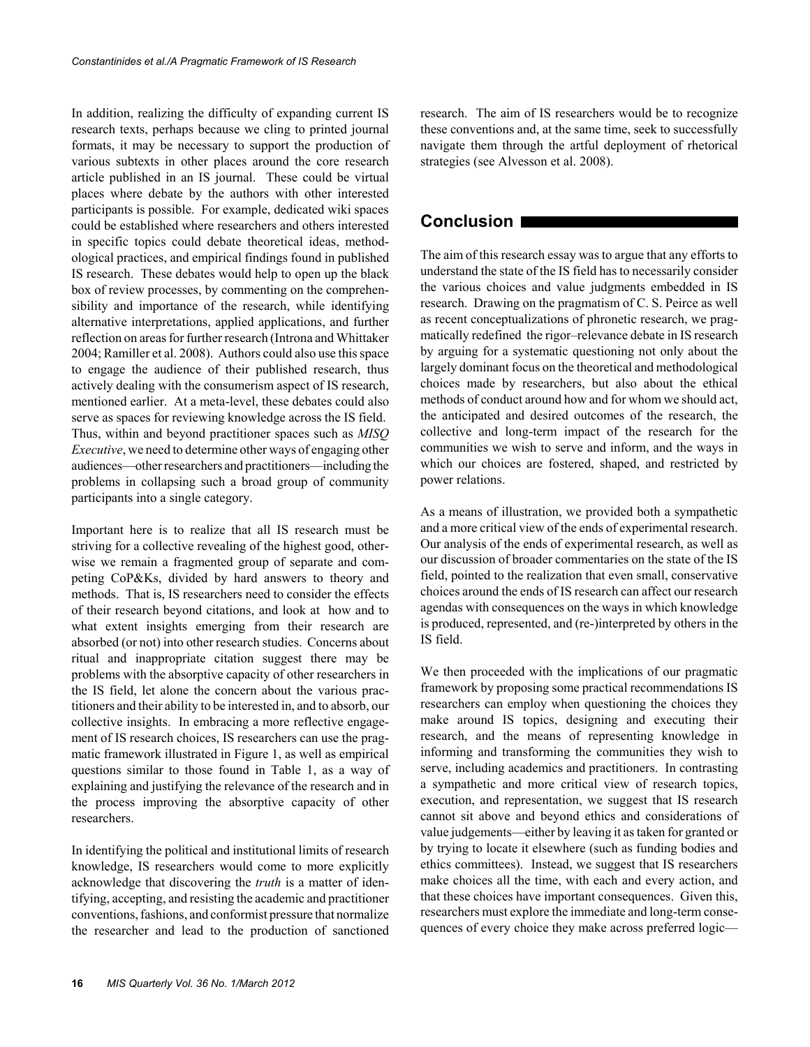In addition, realizing the difficulty of expanding current IS research texts, perhaps because we cling to printed journal formats, it may be necessary to support the production of various subtexts in other places around the core research article published in an IS journal. These could be virtual places where debate by the authors with other interested participants is possible. For example, dedicated wiki spaces could be established where researchers and others interested in specific topics could debate theoretical ideas, methodological practices, and empirical findings found in published IS research. These debates would help to open up the black box of review processes, by commenting on the comprehensibility and importance of the research, while identifying alternative interpretations, applied applications, and further reflection on areas for further research (Introna and Whittaker 2004; Ramiller et al. 2008). Authors could also use this space to engage the audience of their published research, thus actively dealing with the consumerism aspect of IS research, mentioned earlier. At a meta-level, these debates could also serve as spaces for reviewing knowledge across the IS field. Thus, within and beyond practitioner spaces such as *MISQ Executive*, we need to determine other ways of engaging other audiences—other researchers and practitioners—including the problems in collapsing such a broad group of community participants into a single category.

Important here is to realize that all IS research must be striving for a collective revealing of the highest good, otherwise we remain a fragmented group of separate and competing CoP&Ks, divided by hard answers to theory and methods. That is, IS researchers need to consider the effects of their research beyond citations, and look at how and to what extent insights emerging from their research are absorbed (or not) into other research studies. Concerns about ritual and inappropriate citation suggest there may be problems with the absorptive capacity of other researchers in the IS field, let alone the concern about the various practitioners and their ability to be interested in, and to absorb, our collective insights. In embracing a more reflective engagement of IS research choices, IS researchers can use the pragmatic framework illustrated in Figure 1, as well as empirical questions similar to those found in Table 1, as a way of explaining and justifying the relevance of the research and in the process improving the absorptive capacity of other researchers.

In identifying the political and institutional limits of research knowledge, IS researchers would come to more explicitly acknowledge that discovering the *truth* is a matter of identifying, accepting, and resisting the academic and practitioner conventions, fashions, and conformist pressure that normalize the researcher and lead to the production of sanctioned research. The aim of IS researchers would be to recognize these conventions and, at the same time, seek to successfully navigate them through the artful deployment of rhetorical strategies (see Alvesson et al. 2008).

## Conclusion

The aim of this research essay was to argue that any efforts to understand the state of the IS field has to necessarily consider the various choices and value judgments embedded in IS research. Drawing on the pragmatism of C. S. Peirce as well as recent conceptualizations of phronetic research, we pragmatically redefined the rigor–relevance debate in IS research by arguing for a systematic questioning not only about the largely dominant focus on the theoretical and methodological choices made by researchers, but also about the ethical methods of conduct around how and for whom we should act, the anticipated and desired outcomes of the research, the collective and long-term impact of the research for the communities we wish to serve and inform, and the ways in which our choices are fostered, shaped, and restricted by power relations.

As a means of illustration, we provided both a sympathetic and a more critical view of the ends of experimental research. Our analysis of the ends of experimental research, as well as our discussion of broader commentaries on the state of the IS field, pointed to the realization that even small, conservative choices around the ends of IS research can affect our research agendas with consequences on the ways in which knowledge is produced, represented, and (re-)interpreted by others in the IS field.

We then proceeded with the implications of our pragmatic framework by proposing some practical recommendations IS researchers can employ when questioning the choices they make around IS topics, designing and executing their research, and the means of representing knowledge in informing and transforming the communities they wish to serve, including academics and practitioners. In contrasting a sympathetic and more critical view of research topics, execution, and representation, we suggest that IS research cannot sit above and beyond ethics and considerations of value judgements—either by leaving it as taken for granted or by trying to locate it elsewhere (such as funding bodies and ethics committees). Instead, we suggest that IS researchers make choices all the time, with each and every action, and that these choices have important consequences. Given this, researchers must explore the immediate and long-term consequences of every choice they make across preferred logic—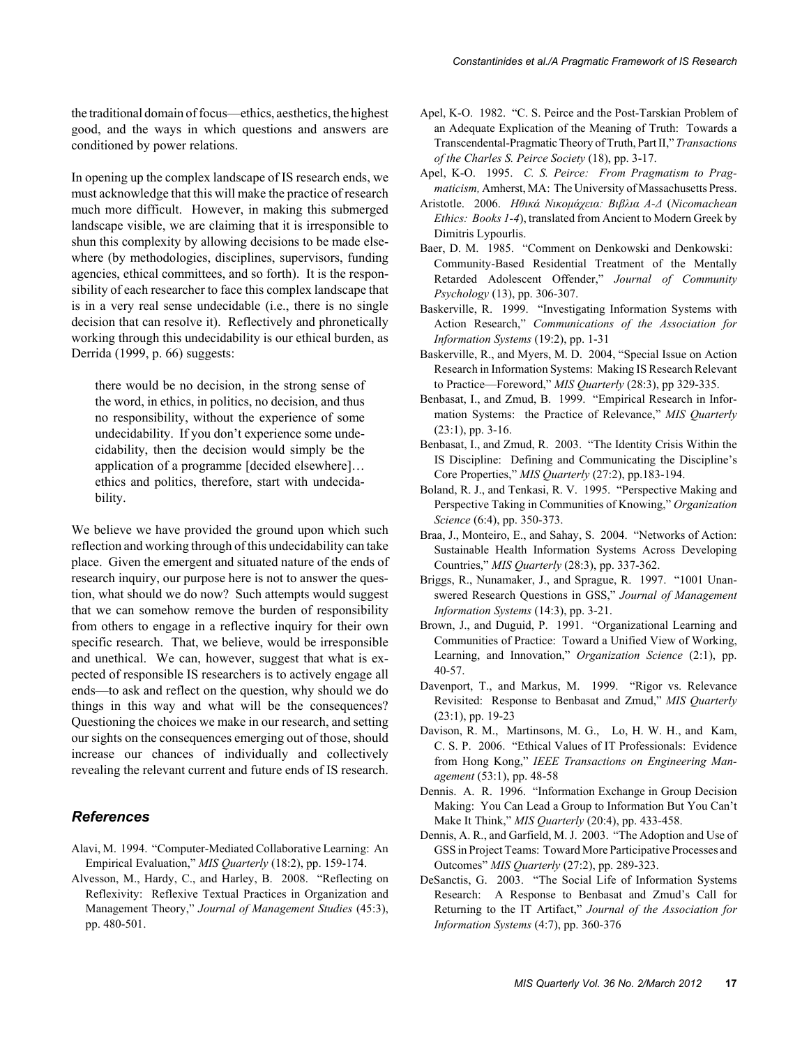the traditional domain of focus—ethics, aesthetics, the highest good, and the ways in which questions and answers are conditioned by power relations.

In opening up the complex landscape of IS research ends, we must acknowledge that this will make the practice of research much more difficult. However, in making this submerged landscape visible, we are claiming that it is irresponsible to shun this complexity by allowing decisions to be made elsewhere (by methodologies, disciplines, supervisors, funding agencies, ethical committees, and so forth). It is the responsibility of each researcher to face this complex landscape that is in a very real sense undecidable (i.e., there is no single decision that can resolve it). Reflectively and phronetically working through this undecidability is our ethical burden, as Derrida (1999, p. 66) suggests:

> there would be no decision, in the strong sense of the word, in ethics, in politics, no decision, and thus no responsibility, without the experience of some undecidability. If you don't experience some undecidability, then the decision would simply be the application of a programme [decided elsewhere]… ethics and politics, therefore, start with undecidability.

We believe we have provided the ground upon which such reflection and working through of this undecidability can take place. Given the emergent and situated nature of the ends of research inquiry, our purpose here is not to answer the question, what should we do now? Such attempts would suggest that we can somehow remove the burden of responsibility from others to engage in a reflective inquiry for their own specific research. That, we believe, would be irresponsible and unethical. We can, however, suggest that what is expected of responsible IS researchers is to actively engage all ends—to ask and reflect on the question, why should we do things in this way and what will be the consequences? Questioning the choices we make in our research, and setting our sights on the consequences emerging out of those, should increase our chances of individually and collectively revealing the relevant current and future ends of IS research.

## References

Alavi, M. 1994. "Computer-Mediated Collaborative Learning: An Empirical Evaluation," *MIS Quarterly* (18:2), pp. 159-174.

Alvesson, M., Hardy, C., and Harley, B. 2008. "Reflecting on Reflexivity: Reflexive Textual Practices in Organization and Management Theory," *Journal of Management Studies* (45:3), pp. 480-501.

Apel, K-O. 1982. "C. S. Peirce and the Post-Tarskian Problem of an Adequate Explication of the Meaning of Truth: Towards a Transcendental-Pragmatic Theory of Truth, Part II," *Transactions of the Charles S. Peirce Society* (18), pp. 3-17.

Apel, K-O. 1995. *C. S. Peirce: From Pragmatism to Pragmaticism,* Amherst, MA: The University of Massachusetts Press.

Aristotle. 2006. *Ηθικά Νικομάχεια: Βιβλια Α-Δ* (*Nicomachean Ethics: Books 1-4*), translated from Ancient to Modern Greek by Dimitris Lypourlis.

Baer, D. M. 1985. "Comment on Denkowski and Denkowski: Community-Based Residential Treatment of the Mentally Retarded Adolescent Offender," *Journal of Community Psychology* (13), pp. 306-307.

Baskerville, R. 1999. "Investigating Information Systems with Action Research," *Communications of the Association for Information Systems* (19:2), pp. 1-31

Baskerville, R., and Myers, M. D. 2004, "Special Issue on Action Research in Information Systems: Making IS Research Relevant to Practice—Foreword," *MIS Quarterly* (28:3), pp 329-335.

Benbasat, I., and Zmud, B. 1999. "Empirical Research in Information Systems: the Practice of Relevance," *MIS Quarterly* (23:1), pp. 3-16.

Benbasat, I., and Zmud, R. 2003. "The Identity Crisis Within the IS Discipline: Defining and Communicating the Discipline's Core Properties," *MIS Quarterly* (27:2), pp.183-194.

Boland, R. J., and Tenkasi, R. V. 1995. "Perspective Making and Perspective Taking in Communities of Knowing," *Organization Science* (6:4), pp. 350-373.

Braa, J., Monteiro, E., and Sahay, S. 2004. "Networks of Action: Sustainable Health Information Systems Across Developing Countries," *MIS Quarterly* (28:3), pp. 337-362.

Briggs, R., Nunamaker, J., and Sprague, R. 1997. "1001 Unanswered Research Questions in GSS," *Journal of Management Information Systems* (14:3), pp. 3-21.

Brown, J., and Duguid, P. 1991. "Organizational Learning and Communities of Practice: Toward a Unified View of Working, Learning, and Innovation," *Organization Science* (2:1), pp. 40-57.

Davenport, T., and Markus, M. 1999. "Rigor vs. Relevance Revisited: Response to Benbasat and Zmud," *MIS Quarterly* (23:1), pp. 19-23

Davison, R. M., Martinsons, M. G., Lo, H. W. H., and Kam, C. S. P. 2006. "Ethical Values of IT Professionals: Evidence from Hong Kong," *IEEE Transactions on Engineering Management* (53:1), pp. 48-58

Dennis. A. R. 1996. "Information Exchange in Group Decision Making: You Can Lead a Group to Information But You Can't Make It Think," *MIS Quarterly* (20:4), pp. 433-458.

Dennis, A. R., and Garfield, M. J. 2003. "The Adoption and Use of GSS in Project Teams: Toward More Participative Processes and Outcomes" *MIS Quarterly* (27:2), pp. 289-323.

DeSanctis, G. 2003. "The Social Life of Information Systems Research: A Response to Benbasat and Zmud's Call for Returning to the IT Artifact," *Journal of the Association for Information Systems* (4:7), pp. 360-376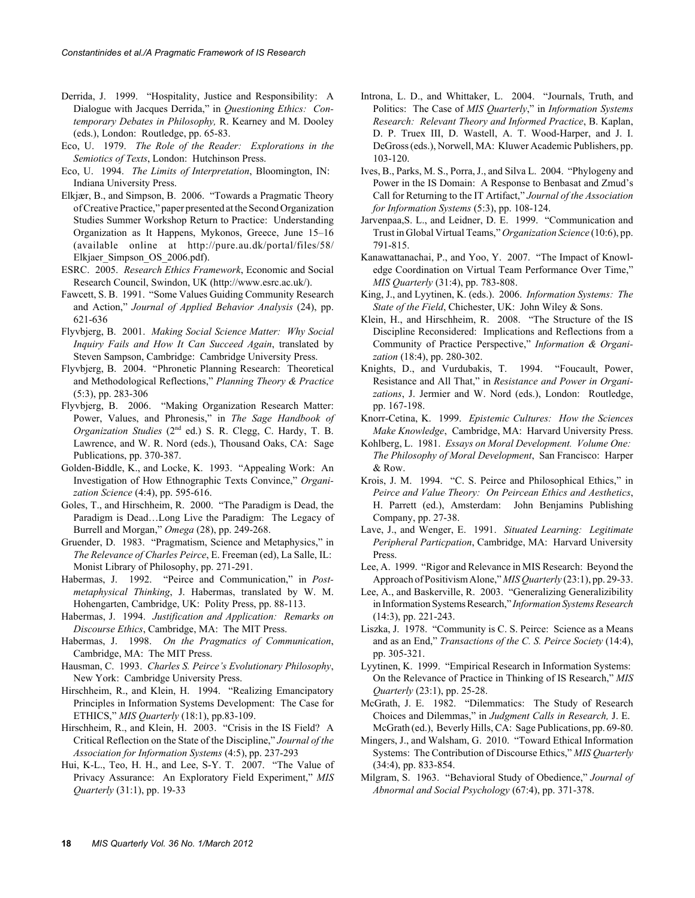Derrida, J. 1999. "Hospitality, Justice and Responsibility: A Dialogue with Jacques Derrida," in *Questioning Ethics: Contemporary Debates in Philosophy,* R. Kearney and M. Dooley (eds.), London: Routledge, pp. 65-83.

Eco, U. 1979. *The Role of the Reader: Explorations in the Semiotics of Texts*, London: Hutchinson Press.

Eco, U. 1994. *The Limits of Interpretation*, Bloomington, IN: Indiana University Press.

Elkjær, B., and Simpson, B. 2006. "Towards a Pragmatic Theory of Creative Practice," paper presented at the Second Organization Studies Summer Workshop Return to Practice: Understanding Organization as It Happens, Mykonos, Greece, June 15–16 (available online at http://pure.au.dk/portal/files/58/Elkjaer_Simpson_OS_2006.pdf).

ESRC. 2005. *Research Ethics Framework*, Economic and Social Research Council, Swindon, UK (http://www.esrc.ac.uk/).

Fawcett, S. B. 1991. "Some Values Guiding Community Research and Action," *Journal of Applied Behavior Analysis* (24), pp. 621-636

Flyvbjerg, B. 2001. *Making Social Science Matter: Why Social Inquiry Fails and How It Can Succeed Again*, translated by Steven Sampson, Cambridge: Cambridge University Press.

Flyvbjerg, B. 2004. "Phronetic Planning Research: Theoretical and Methodological Reflections," *Planning Theory & Practice* (5:3), pp. 283-306

Flyvbjerg, B. 2006. "Making Organization Research Matter: Power, Values, and Phronesis," in *The Sage Handbook of Organization Studies* (2nd ed.) S. R. Clegg, C. Hardy, T. B. Lawrence, and W. R. Nord (eds.), Thousand Oaks, CA: Sage Publications, pp. 370-387.

Golden-Biddle, K., and Locke, K. 1993. "Appealing Work: An Investigation of How Ethnographic Texts Convince," *Organization Science* (4:4), pp. 595-616.

Goles, T., and Hirschheim, R. 2000. "The Paradigm is Dead, the Paradigm is Dead…Long Live the Paradigm: The Legacy of Burrell and Morgan," *Omega* (28), pp. 249-268.

Gruender, D. 1983. "Pragmatism, Science and Metaphysics," in *The Relevance of Charles Peirce*, E. Freeman (ed), La Salle, IL: Monist Library of Philosophy, pp. 271-291.

Habermas, J. 1992. "Peirce and Communication," in *Postmetaphysical Thinking*, J. Habermas, translated by W. M. Hohengarten, Cambridge, UK: Polity Press, pp. 88-113.

Habermas, J. 1994. *Justification and Application: Remarks on Discourse Ethics*, Cambridge, MA: The MIT Press.

Habermas, J. 1998. *On the Pragmatics of Communication*, Cambridge, MA: The MIT Press.

Hausman, C. 1993. *Charles S. Peirce's Evolutionary Philosophy*, New York: Cambridge University Press.

Hirschheim, R., and Klein, H. 1994. "Realizing Emancipatory Principles in Information Systems Development: The Case for ETHICS," *MIS Quarterly* (18:1), pp.83-109.

Hirschheim, R., and Klein, H. 2003. "Crisis in the IS Field? A Critical Reflection on the State of the Discipline," *Journal of the Association for Information Systems* (4:5), pp. 237-293

Hui, K-L., Teo, H. H., and Lee, S-Y. T. 2007. "The Value of Privacy Assurance: An Exploratory Field Experiment," *MIS Quarterly* (31:1), pp. 19-33

Introna, L. D., and Whittaker, L. 2004. "Journals, Truth, and Politics: The Case of *MIS Quarterly*," in *Information Systems Research: Relevant Theory and Informed Practice*, B. Kaplan, D. P. Truex III, D. Wastell, A. T. Wood-Harper, and J. I. DeGross (eds.), Norwell, MA: Kluwer Academic Publishers, pp. 103-120.

Ives, B., Parks, M. S., Porra, J., and Silva L. 2004. "Phylogeny and Power in the IS Domain: A Response to Benbasat and Zmud's Call for Returning to the IT Artifact," *Journal of the Association for Information Systems* (5:3), pp. 108-124.

Jarvenpaa,S. L., and Leidner, D. E. 1999. "Communication and Trust in Global Virtual Teams," *Organization Science* (10:6), pp. 791-815.

Kanawattanachai, P., and Yoo, Y. 2007. "The Impact of Knowledge Coordination on Virtual Team Performance Over Time," *MIS Quarterly* (31:4), pp. 783-808.

King, J., and Lyytinen, K. (eds.). 2006. *Information Systems: The State of the Field*, Chichester, UK: John Wiley & Sons.

Klein, H., and Hirschheim, R. 2008. "The Structure of the IS Discipline Reconsidered: Implications and Reflections from a Community of Practice Perspective," *Information & Organization* (18:4), pp. 280-302.

Knights, D., and Vurdubakis, T. 1994. "Foucault, Power, Resistance and All That," in *Resistance and Power in Organizations*, J. Jermier and W. Nord (eds.), London: Routledge, pp. 167-198.

Knorr-Cetina, K. 1999. *Epistemic Cultures: How the Sciences Make Knowledge*, Cambridge, MA: Harvard University Press.

Kohlberg, L. 1981. *Essays on Moral Development. Volume One: The Philosophy of Moral Development*, San Francisco: Harper & Row.

Krois, J. M. 1994. "C. S. Peirce and Philosophical Ethics," in *Peirce and Value Theory: On Peircean Ethics and Aesthetics*, H. Parrett (ed.), Amsterdam: John Benjamins Publishing Company, pp. 27-38.

Lave, J., and Wenger, E. 1991. *Situated Learning: Legitimate Peripheral Particpation*, Cambridge, MA: Harvard University Press.

Lee, A. 1999. "Rigor and Relevance in MIS Research: Beyond the Approach of Positivism Alone," *MIS Quarterly* (23:1), pp. 29-33.

Lee, A., and Baskerville, R. 2003. "Generalizing Generalizibility in Information Systems Research," *Information Systems Research* (14:3), pp. 221-243.

Liszka, J. 1978. "Community is C. S. Peirce: Science as a Means and as an End," *Transactions of the C. S. Peirce Society* (14:4), pp. 305-321.

Lyytinen, K. 1999. "Empirical Research in Information Systems: On the Relevance of Practice in Thinking of IS Research," *MIS Quarterly* (23:1), pp. 25-28.

McGrath, J. E. 1982. "Dilemmatics: The Study of Research Choices and Dilemmas," in *Judgment Calls in Research,* J. E. McGrath (ed.), Beverly Hills, CA: Sage Publications, pp. 69-80.

Mingers, J., and Walsham, G. 2010. "Toward Ethical Information Systems: The Contribution of Discourse Ethics," *MIS Quarterly* (34:4), pp. 833-854.

Milgram, S. 1963. "Behavioral Study of Obedience," *Journal of Abnormal and Social Psychology* (67:4), pp. 371-378.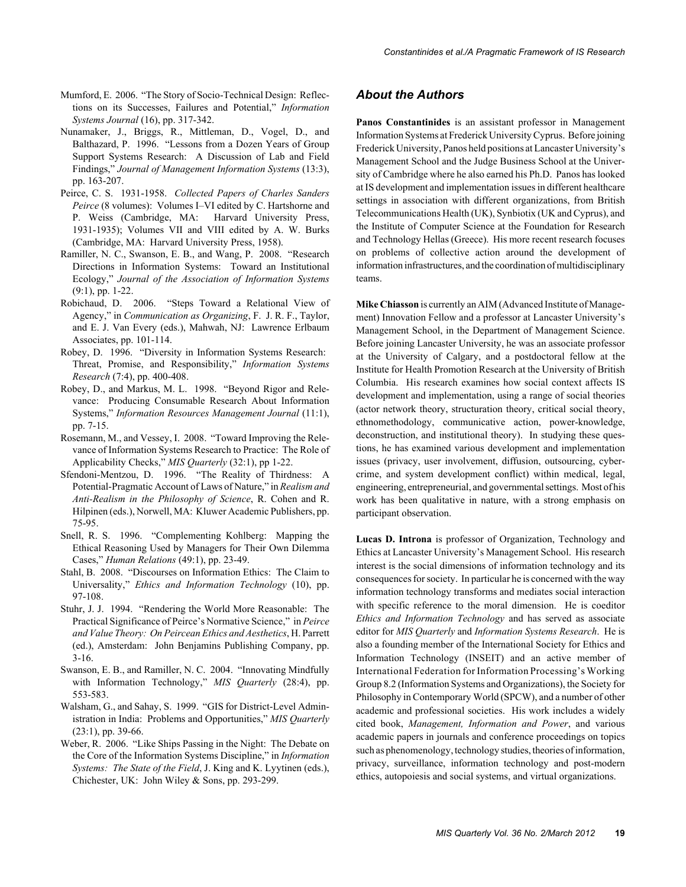Mumford, E. 2006. "The Story of Socio-Technical Design: Reflections on its Successes, Failures and Potential," *Information Systems Journal* (16), pp. 317-342.

Nunamaker, J., Briggs, R., Mittleman, D., Vogel, D., and Balthazard, P. 1996. "Lessons from a Dozen Years of Group Support Systems Research: A Discussion of Lab and Field Findings," *Journal of Management Information Systems* (13:3), pp. 163-207.

Peirce, C. S. 1931-1958. *Collected Papers of Charles Sanders Peirce* (8 volumes): Volumes I–VI edited by C. Hartshorne and P. Weiss (Cambridge, MA: Harvard University Press, 1931-1935); Volumes VII and VIII edited by A. W. Burks (Cambridge, MA: Harvard University Press, 1958).

Ramiller, N. C., Swanson, E. B., and Wang, P. 2008. "Research Directions in Information Systems: Toward an Institutional Ecology," *Journal of the Association of Information Systems* (9:1), pp. 1-22.

Robichaud, D. 2006. "Steps Toward a Relational View of Agency," in *Communication as Organizing*, F. J. R. F., Taylor, and E. J. Van Every (eds.), Mahwah, NJ: Lawrence Erlbaum Associates, pp. 101-114.

Robey, D. 1996. "Diversity in Information Systems Research: Threat, Promise, and Responsibility," *Information Systems Research* (7:4), pp. 400-408.

Robey, D., and Markus, M. L. 1998. "Beyond Rigor and Relevance: Producing Consumable Research About Information Systems," *Information Resources Management Journal* (11:1), pp. 7-15.

Rosemann, M., and Vessey, I. 2008. "Toward Improving the Relevance of Information Systems Research to Practice: The Role of Applicability Checks," *MIS Quarterly* (32:1), pp 1-22.

Sfendoni-Mentzou, D. 1996. "The Reality of Thirdness: A Potential-Pragmatic Account of Laws of Nature," in *Realism and Anti-Realism in the Philosophy of Science*, R. Cohen and R. Hilpinen (eds.), Norwell, MA: Kluwer Academic Publishers, pp. 75-95.

Snell, R. S. 1996. "Complementing Kohlberg: Mapping the Ethical Reasoning Used by Managers for Their Own Dilemma Cases," *Human Relations* (49:1), pp. 23-49.

Stahl, B. 2008. "Discourses on Information Ethics: The Claim to Universality," *Ethics and Information Technology* (10), pp. 97-108.

Stuhr, J. J. 1994. "Rendering the World More Reasonable: The Practical Significance of Peirce's Normative Science," in *Peirce and Value Theory: On Peircean Ethics and Aesthetics*, H. Parrett (ed.), Amsterdam: John Benjamins Publishing Company, pp. 3-16.

Swanson, E. B., and Ramiller, N. C. 2004. "Innovating Mindfully with Information Technology," *MIS Quarterly* (28:4), pp. 553-583.

Walsham, G., and Sahay, S. 1999. "GIS for District-Level Administration in India: Problems and Opportunities," *MIS Quarterly* (23:1), pp. 39-66.

Weber, R. 2006. "Like Ships Passing in the Night: The Debate on the Core of the Information Systems Discipline," in *Information Systems: The State of the Field*, J. King and K. Lyytinen (eds.), Chichester, UK: John Wiley & Sons, pp. 293-299.

## *About the Authors*

**Panos Constantinides** is an assistant professor in Management Information Systems at Frederick University Cyprus. Before joining Frederick University, Panos held positions at Lancaster University's Management School and the Judge Business School at the University of Cambridge where he also earned his Ph.D. Panos has looked at IS development and implementation issues in different healthcare settings in association with different organizations, from British Telecommunications Health (UK), Synbiotix (UK and Cyprus), and the Institute of Computer Science at the Foundation for Research and Technology Hellas (Greece). His more recent research focuses on problems of collective action around the development of information infrastructures, and the coordination of multidisciplinary teams.

**Mike Chiasson** is currently an AIM (Advanced Institute of Management) Innovation Fellow and a professor at Lancaster University's Management School, in the Department of Management Science. Before joining Lancaster University, he was an associate professor at the University of Calgary, and a postdoctoral fellow at the Institute for Health Promotion Research at the University of British Columbia. His research examines how social context affects IS development and implementation, using a range of social theories (actor network theory, structuration theory, critical social theory, ethnomethodology, communicative action, power-knowledge, deconstruction, and institutional theory). In studying these questions, he has examined various development and implementation issues (privacy, user involvement, diffusion, outsourcing, cybercrime, and system development conflict) within medical, legal, engineering, entrepreneurial, and governmental settings. Most of his work has been qualitative in nature, with a strong emphasis on participant observation.

**Lucas D. Introna** is professor of Organization, Technology and Ethics at Lancaster University's Management School. His research interest is the social dimensions of information technology and its consequences for society. In particular he is concerned with the way information technology transforms and mediates social interaction with specific reference to the moral dimension. He is coeditor *Ethics and Information Technology* and has served as associate editor for *MIS Quarterly* and *Information Systems Research*. He is also a founding member of the International Society for Ethics and Information Technology (INSEIT) and an active member of International Federation for Information Processing's Working Group 8.2 (Information Systems and Organizations), the Society for Philosophy in Contemporary World (SPCW), and a number of other academic and professional societies. His work includes a widely cited book, *Management, Information and Power*, and various academic papers in journals and conference proceedings on topics such as phenomenology, technology studies, theories of information, privacy, surveillance, information technology and post-modern ethics, autopoiesis and social systems, and virtual organizations.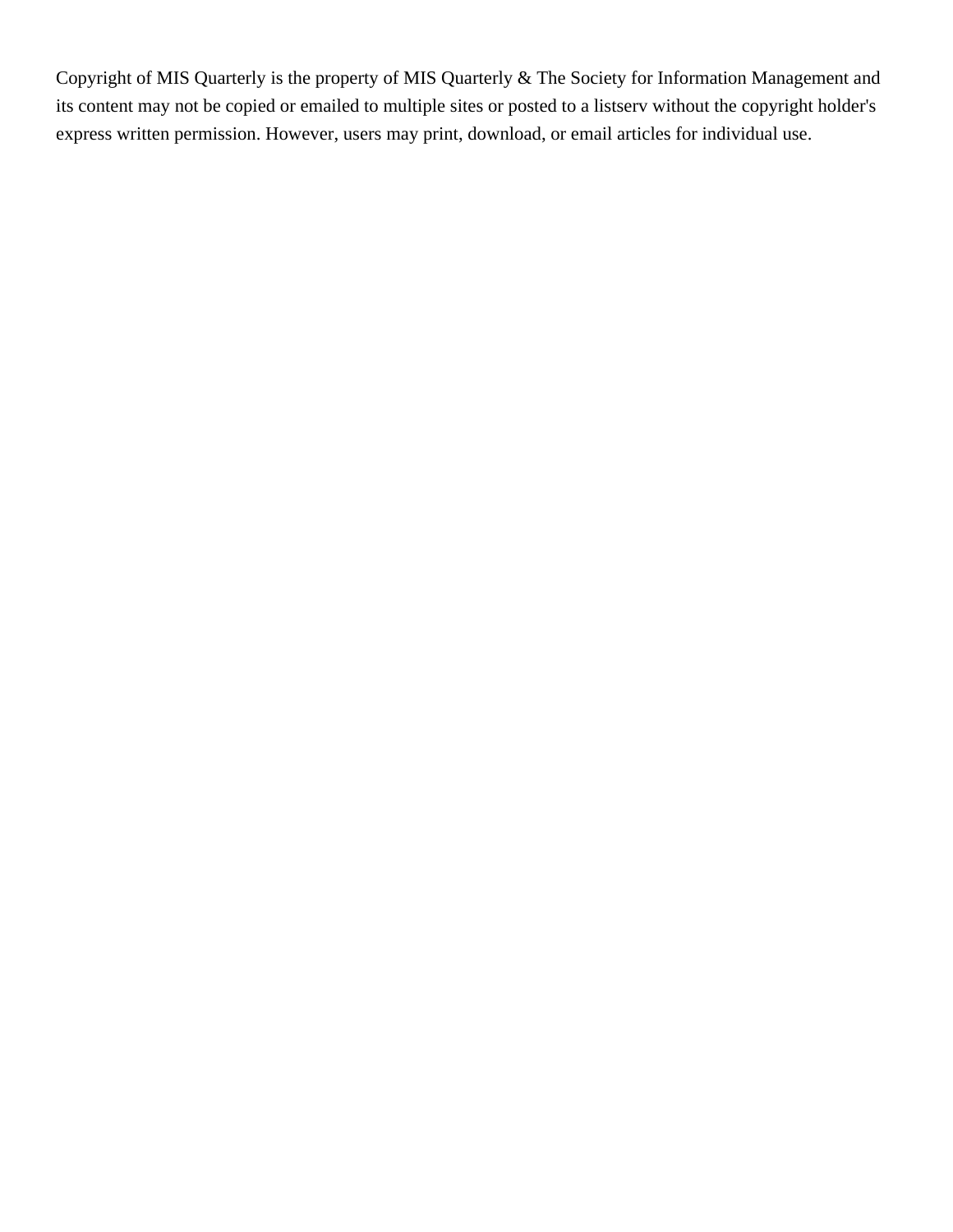Copyright of MIS Quarterly is the property of MIS Quarterly & The Society for Information Management and its content may not be copied or emailed to multiple sites or posted to a listserv without the copyright holder's express written permission. However, users may print, download, or email articles for individual use.